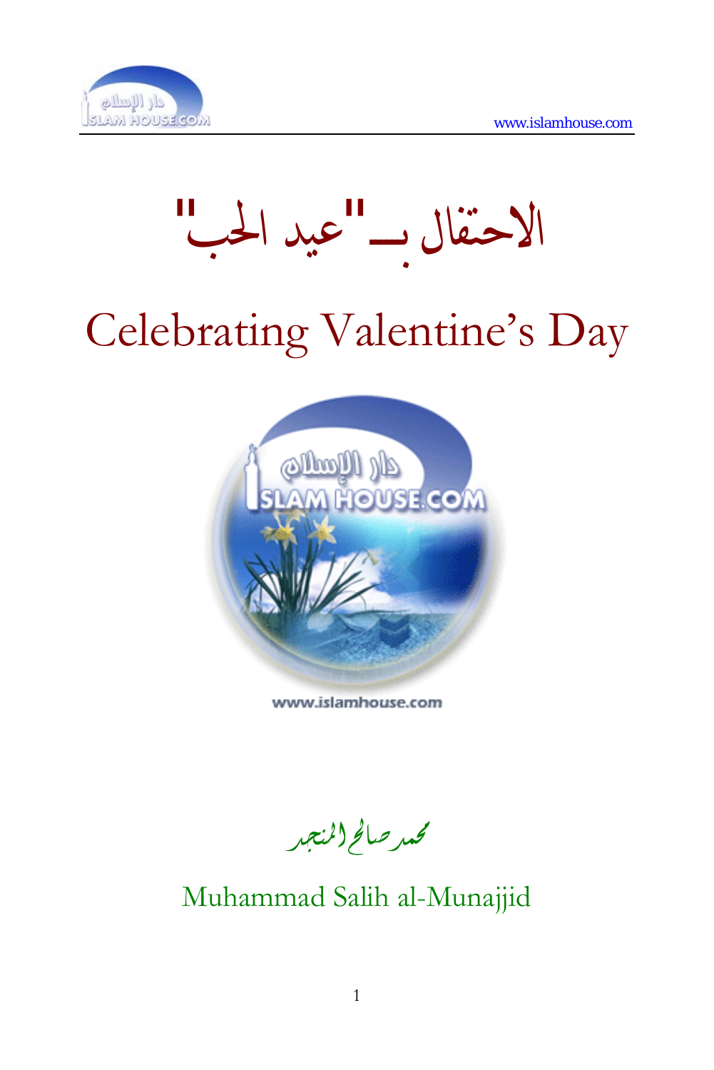# الاحتفال بــ"عيد الحب"

# Celebrating Valentine's Day

www.islamhouse.com

محمد صالح المنجد

Muhammad Salih al-Munajjid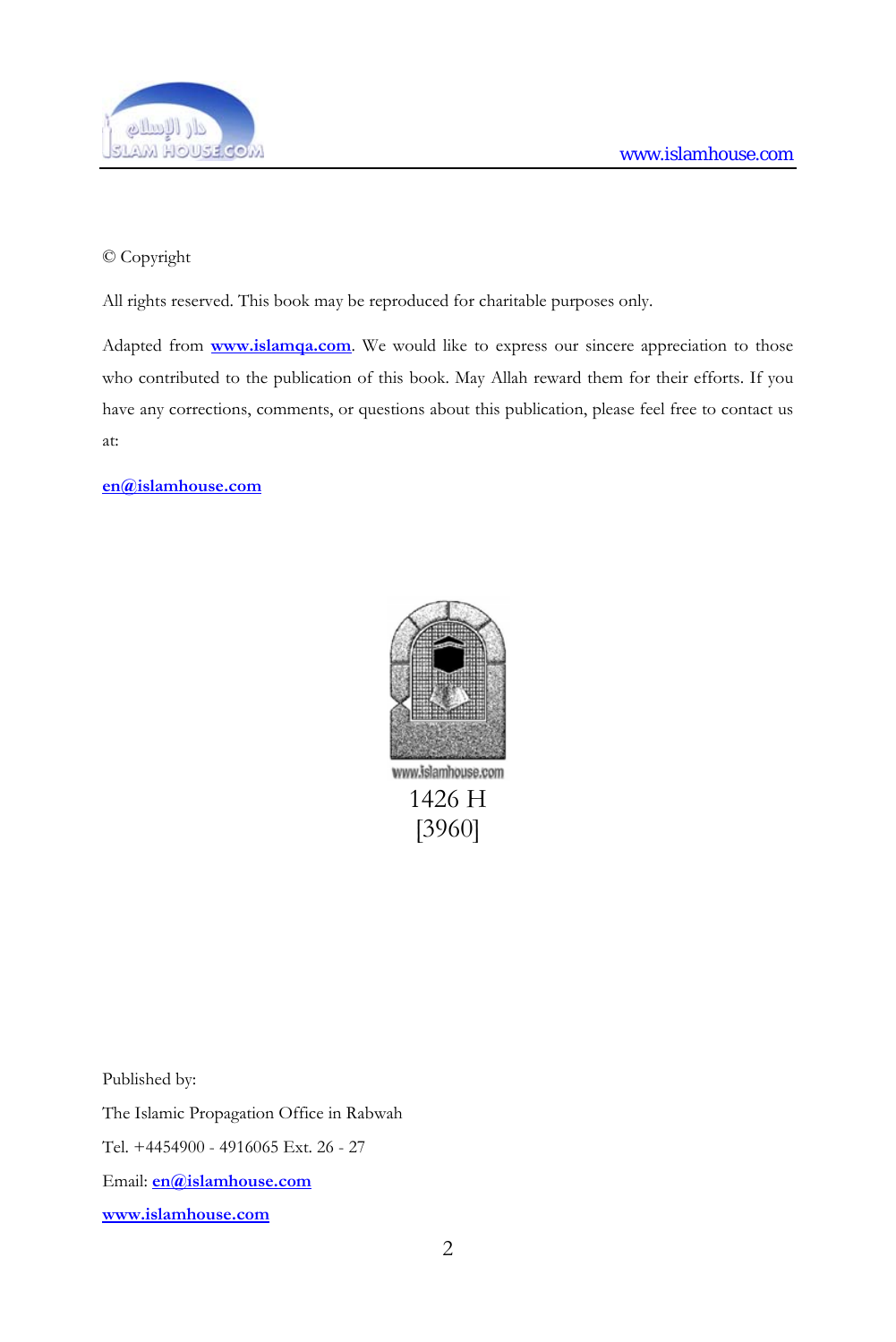© Copyright

All rights reserved. This book may be reproduced for charitable purposes only.

Adapted from **www.islamqa.com**. We would like to express our sincere appreciation to those who contributed to the publication of this book. May Allah reward them for their efforts. If you have any corrections, comments, or questions about this publication, please feel free to contact us at:

**en@islamhouse.com**

1426 H
[3960]

Published by:

The Islamic Propagation Office in Rabwah

Tel. +4454900 - 4916065 Ext. 26 - 27

Email: **en@islamhouse.com**

**www.islamhouse.com**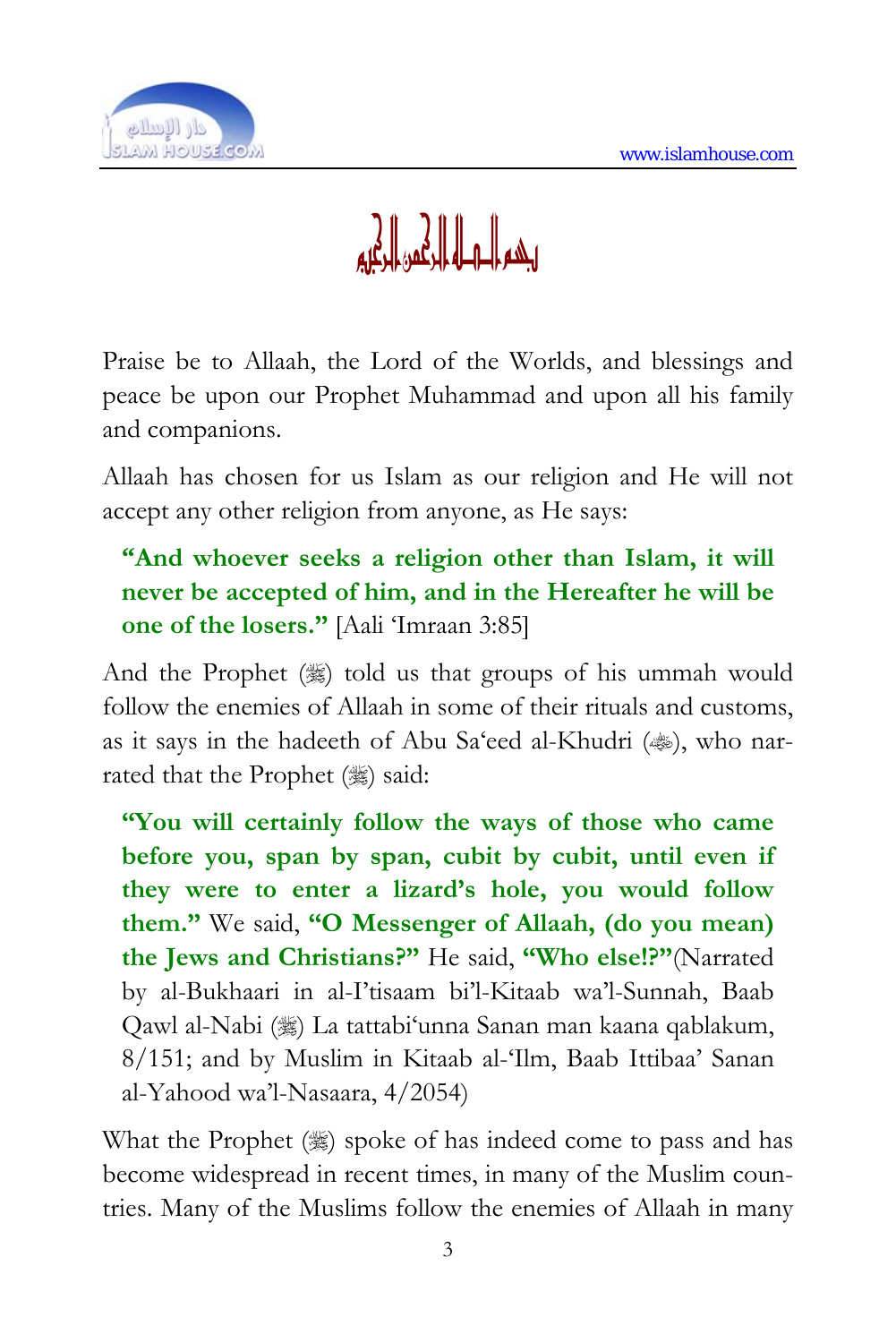بسم الله الرحمن الرحيم

Praise be to Allaah, the Lord of the Worlds, and blessings and peace be upon our Prophet Muhammad and upon all his family and companions.

Allaah has chosen for us Islam as our religion and He will not accept any other religion from anyone, as He says:

> **"And whoever seeks a religion other than Islam, it will never be accepted of him, and in the Hereafter he will be one of the losers."** [Aali 'Imraan 3:85]

And the Prophet (ﷺ) told us that groups of his ummah would follow the enemies of Allaah in some of their rituals and customs, as it says in the hadeeth of Abu Sa'eed al-Khudri (رضي الله عنه), who narrated that the Prophet (ﷺ) said:

> **"You will certainly follow the ways of those who came before you, span by span, cubit by cubit, until even if they were to enter a lizard's hole, you would follow them."** We said, **"O Messenger of Allaah, (do you mean) the Jews and Christians?"** He said, **"Who else!?"**(Narrated by al-Bukhaari in al-I'tisaam bi'l-Kitaab wa'l-Sunnah, Baab Qawl al-Nabi (ﷺ) La tattabi'unna Sanan man kaana qablakum, 8/151; and by Muslim in Kitaab al-'Ilm, Baab Ittibaa' Sanan al-Yahood wa'l-Nasaara, 4/2054)

What the Prophet (ﷺ) spoke of has indeed come to pass and has become widespread in recent times, in many of the Muslim countries. Many of the Muslims follow the enemies of Allaah in many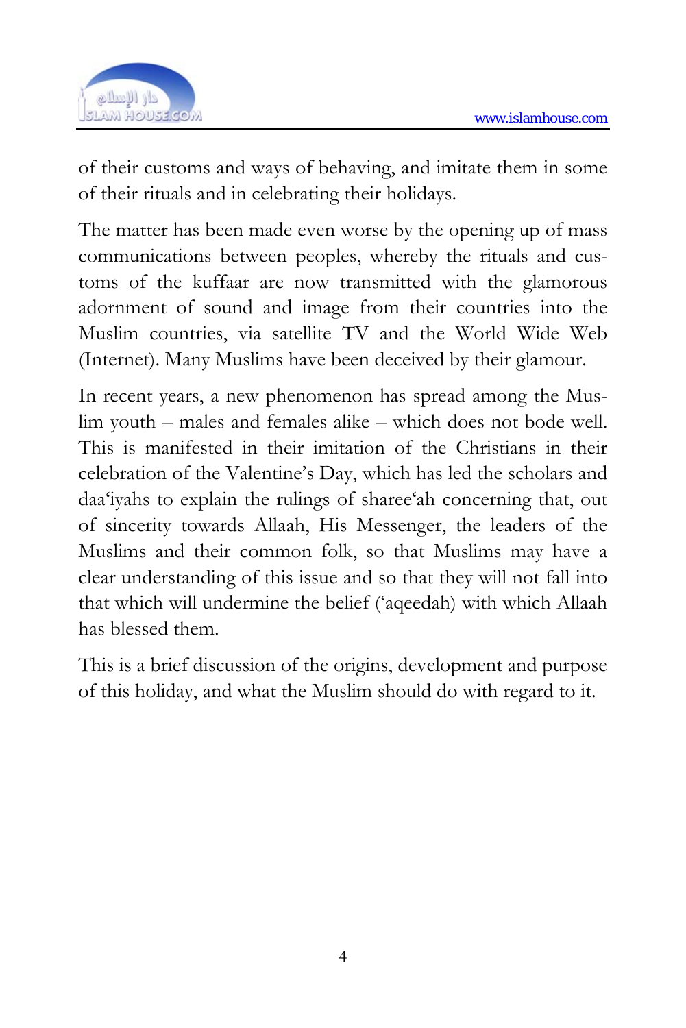of their customs and ways of behaving, and imitate them in some of their rituals and in celebrating their holidays.

The matter has been made even worse by the opening up of mass communications between peoples, whereby the rituals and customs of the kuffaar are now transmitted with the glamorous adornment of sound and image from their countries into the Muslim countries, via satellite TV and the World Wide Web (Internet). Many Muslims have been deceived by their glamour.

In recent years, a new phenomenon has spread among the Muslim youth – males and females alike – which does not bode well. This is manifested in their imitation of the Christians in their celebration of the Valentine's Day, which has led the scholars and daa'iyahs to explain the rulings of sharee'ah concerning that, out of sincerity towards Allaah, His Messenger, the leaders of the Muslims and their common folk, so that Muslims may have a clear understanding of this issue and so that they will not fall into that which will undermine the belief ('aqeedah) with which Allaah has blessed them.

This is a brief discussion of the origins, development and purpose of this holiday, and what the Muslim should do with regard to it.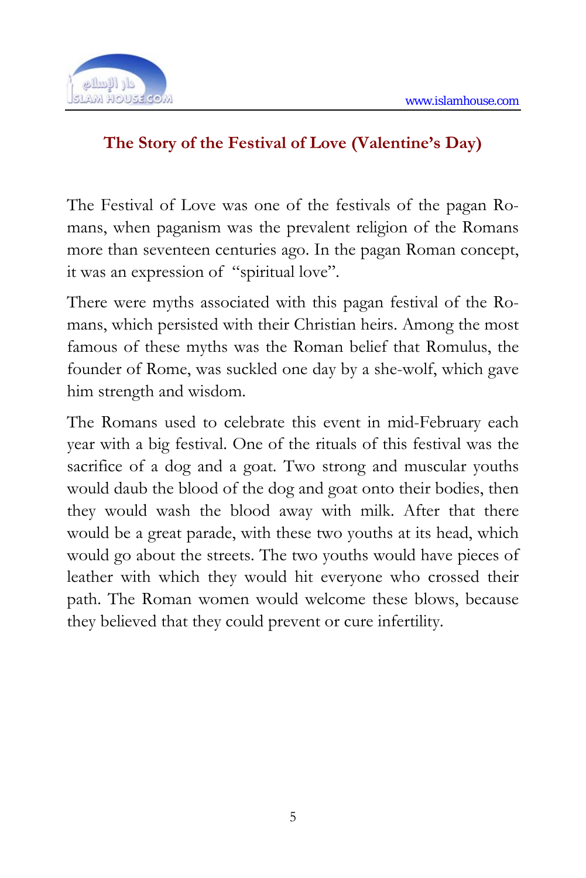## The Story of the Festival of Love (Valentine's Day)

The Festival of Love was one of the festivals of the pagan Romans, when paganism was the prevalent religion of the Romans more than seventeen centuries ago. In the pagan Roman concept, it was an expression of "spiritual love".

There were myths associated with this pagan festival of the Romans, which persisted with their Christian heirs. Among the most famous of these myths was the Roman belief that Romulus, the founder of Rome, was suckled one day by a she-wolf, which gave him strength and wisdom.

The Romans used to celebrate this event in mid-February each year with a big festival. One of the rituals of this festival was the sacrifice of a dog and a goat. Two strong and muscular youths would daub the blood of the dog and goat onto their bodies, then they would wash the blood away with milk. After that there would be a great parade, with these two youths at its head, which would go about the streets. The two youths would have pieces of leather with which they would hit everyone who crossed their path. The Roman women would welcome these blows, because they believed that they could prevent or cure infertility.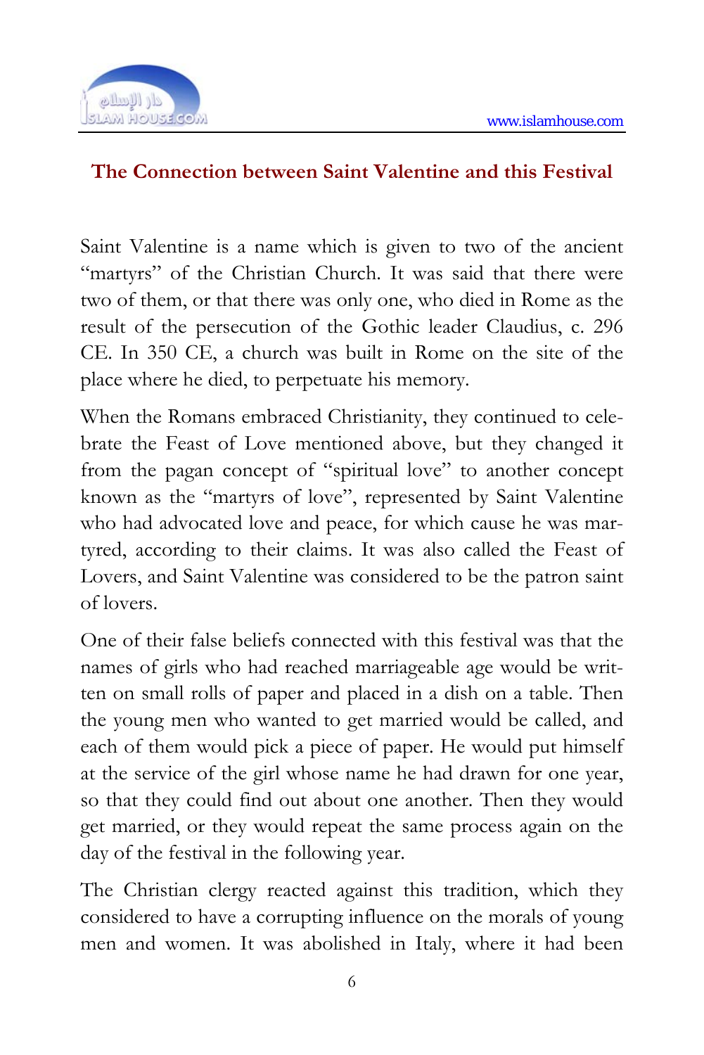## The Connection between Saint Valentine and this Festival

Saint Valentine is a name which is given to two of the ancient "martyrs" of the Christian Church. It was said that there were two of them, or that there was only one, who died in Rome as the result of the persecution of the Gothic leader Claudius, c. 296 CE. In 350 CE, a church was built in Rome on the site of the place where he died, to perpetuate his memory.

When the Romans embraced Christianity, they continued to celebrate the Feast of Love mentioned above, but they changed it from the pagan concept of "spiritual love" to another concept known as the "martyrs of love", represented by Saint Valentine who had advocated love and peace, for which cause he was martyred, according to their claims. It was also called the Feast of Lovers, and Saint Valentine was considered to be the patron saint of lovers.

One of their false beliefs connected with this festival was that the names of girls who had reached marriageable age would be written on small rolls of paper and placed in a dish on a table. Then the young men who wanted to get married would be called, and each of them would pick a piece of paper. He would put himself at the service of the girl whose name he had drawn for one year, so that they could find out about one another. Then they would get married, or they would repeat the same process again on the day of the festival in the following year.

The Christian clergy reacted against this tradition, which they considered to have a corrupting influence on the morals of young men and women. It was abolished in Italy, where it had been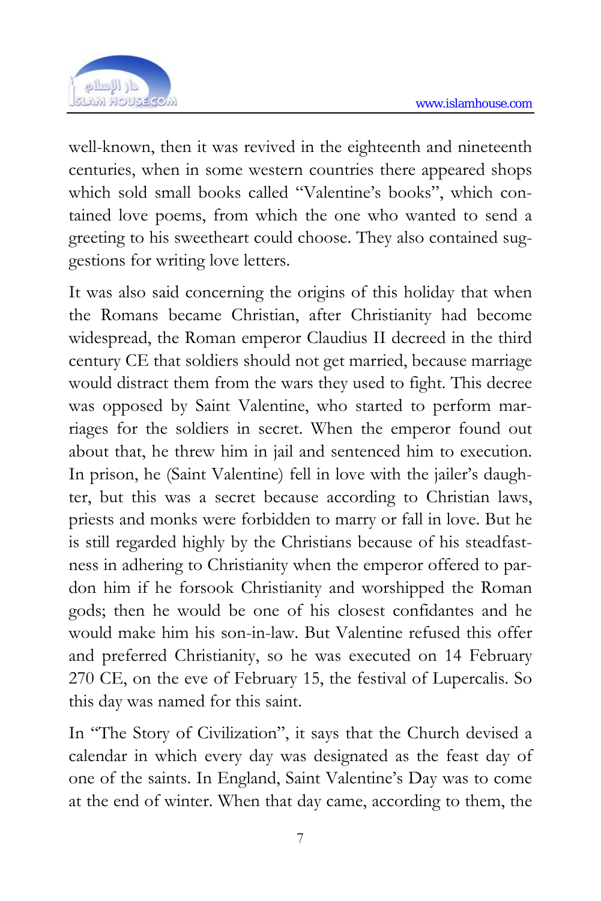well-known, then it was revived in the eighteenth and nineteenth centuries, when in some western countries there appeared shops which sold small books called "Valentine's books", which contained love poems, from which the one who wanted to send a greeting to his sweetheart could choose. They also contained suggestions for writing love letters.

It was also said concerning the origins of this holiday that when the Romans became Christian, after Christianity had become widespread, the Roman emperor Claudius II decreed in the third century CE that soldiers should not get married, because marriage would distract them from the wars they used to fight. This decree was opposed by Saint Valentine, who started to perform marriages for the soldiers in secret. When the emperor found out about that, he threw him in jail and sentenced him to execution. In prison, he (Saint Valentine) fell in love with the jailer's daughter, but this was a secret because according to Christian laws, priests and monks were forbidden to marry or fall in love. But he is still regarded highly by the Christians because of his steadfastness in adhering to Christianity when the emperor offered to pardon him if he forsook Christianity and worshipped the Roman gods; then he would be one of his closest confidantes and he would make him his son-in-law. But Valentine refused this offer and preferred Christianity, so he was executed on 14 February 270 CE, on the eve of February 15, the festival of Lupercalis. So this day was named for this saint.

In "The Story of Civilization", it says that the Church devised a calendar in which every day was designated as the feast day of one of the saints. In England, Saint Valentine's Day was to come at the end of winter. When that day came, according to them, the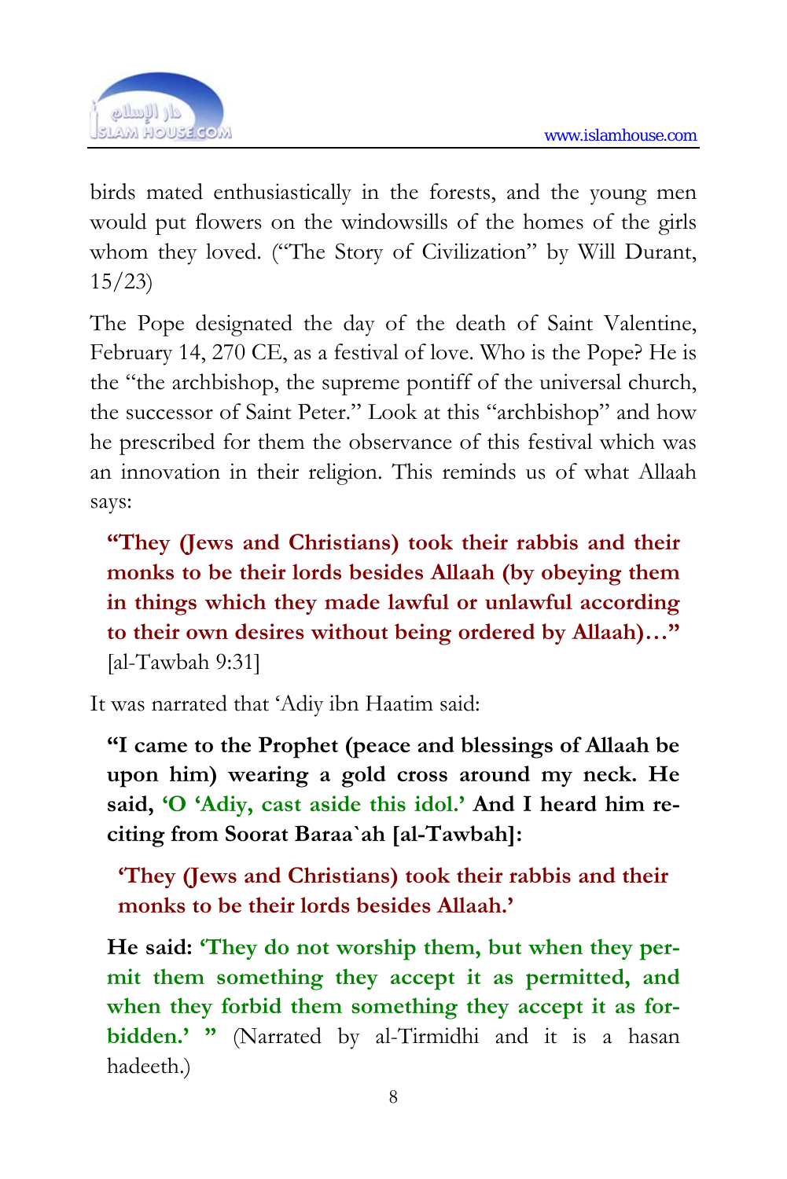birds mated enthusiastically in the forests, and the young men would put flowers on the windowsills of the homes of the girls whom they loved. ("The Story of Civilization" by Will Durant, 15/23)

The Pope designated the day of the death of Saint Valentine, February 14, 270 CE, as a festival of love. Who is the Pope? He is the "the archbishop, the supreme pontiff of the universal church, the successor of Saint Peter." Look at this "archbishop" and how he prescribed for them the observance of this festival which was an innovation in their religion. This reminds us of what Allaah says:

> **"They (Jews and Christians) took their rabbis and their monks to be their lords besides Allaah (by obeying them in things which they made lawful or unlawful according to their own desires without being ordered by Allaah)…"** [al-Tawbah 9:31]

It was narrated that 'Adiy ibn Haatim said:

> **"I came to the Prophet (peace and blessings of Allaah be upon him) wearing a gold cross around my neck. He said, 'O 'Adiy, cast aside this idol.' And I heard him reciting from Soorat Baraa`ah [al-Tawbah]:**
>
> > **'They (Jews and Christians) took their rabbis and their monks to be their lords besides Allaah.'**
>
> **He said: 'They do not worship them, but when they permit them something they accept it as permitted, and when they forbid them something they accept it as forbidden.' "** (Narrated by al-Tirmidhi and it is a hasan hadeeth.)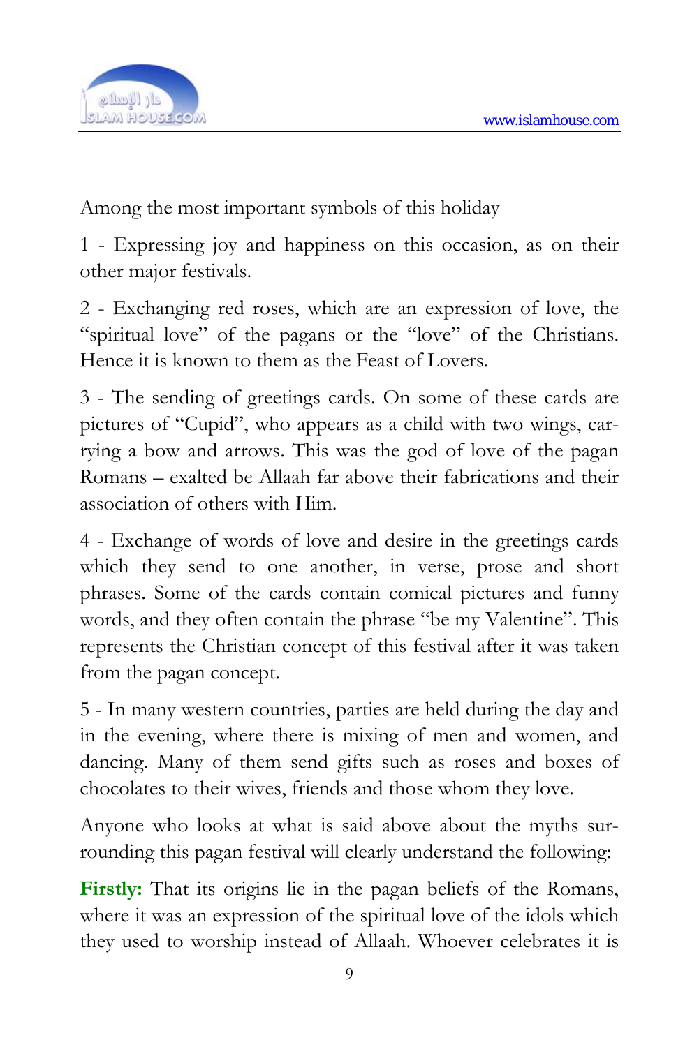Among the most important symbols of this holiday

1 - Expressing joy and happiness on this occasion, as on their other major festivals.

2 - Exchanging red roses, which are an expression of love, the "spiritual love" of the pagans or the "love" of the Christians. Hence it is known to them as the Feast of Lovers.

3 - The sending of greetings cards. On some of these cards are pictures of "Cupid", who appears as a child with two wings, carrying a bow and arrows. This was the god of love of the pagan Romans – exalted be Allaah far above their fabrications and their association of others with Him.

4 - Exchange of words of love and desire in the greetings cards which they send to one another, in verse, prose and short phrases. Some of the cards contain comical pictures and funny words, and they often contain the phrase "be my Valentine". This represents the Christian concept of this festival after it was taken from the pagan concept.

5 - In many western countries, parties are held during the day and in the evening, where there is mixing of men and women, and dancing. Many of them send gifts such as roses and boxes of chocolates to their wives, friends and those whom they love.

Anyone who looks at what is said above about the myths surrounding this pagan festival will clearly understand the following:

**Firstly:** That its origins lie in the pagan beliefs of the Romans, where it was an expression of the spiritual love of the idols which they used to worship instead of Allaah. Whoever celebrates it is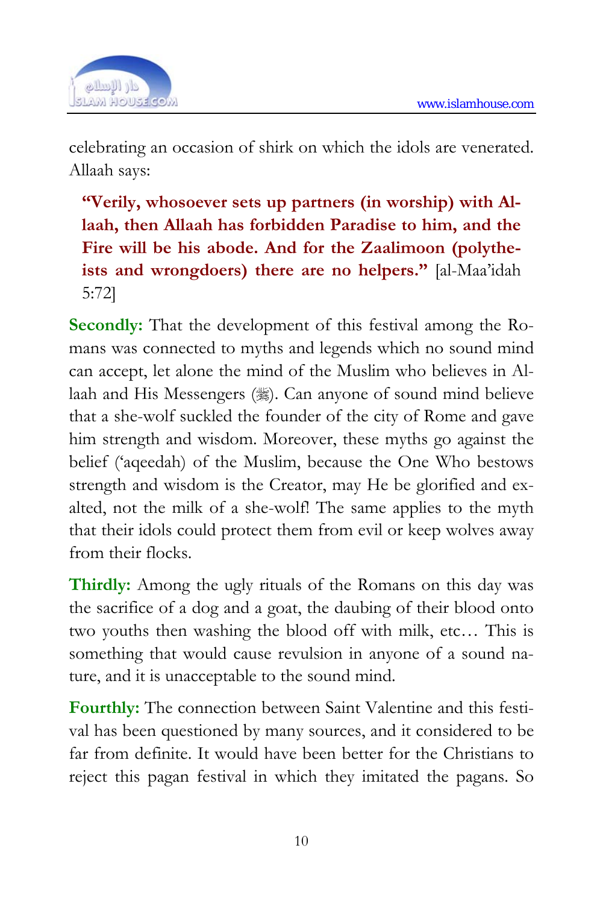celebrating an occasion of shirk on which the idols are venerated. Allaah says:

> **"Verily, whosoever sets up partners (in worship) with Allaah, then Allaah has forbidden Paradise to him, and the Fire will be his abode. And for the Zaalimoon (polytheists and wrongdoers) there are no helpers."** [al-Maa'idah 5:72]

**Secondly:** That the development of this festival among the Romans was connected to myths and legends which no sound mind can accept, let alone the mind of the Muslim who believes in Allaah and His Messengers (ﷺ). Can anyone of sound mind believe that a she-wolf suckled the founder of the city of Rome and gave him strength and wisdom. Moreover, these myths go against the belief ('aqeedah) of the Muslim, because the One Who bestows strength and wisdom is the Creator, may He be glorified and exalted, not the milk of a she-wolf! The same applies to the myth that their idols could protect them from evil or keep wolves away from their flocks.

**Thirdly:** Among the ugly rituals of the Romans on this day was the sacrifice of a dog and a goat, the daubing of their blood onto two youths then washing the blood off with milk, etc… This is something that would cause revulsion in anyone of a sound nature, and it is unacceptable to the sound mind.

**Fourthly:** The connection between Saint Valentine and this festival has been questioned by many sources, and it considered to be far from definite. It would have been better for the Christians to reject this pagan festival in which they imitated the pagans. So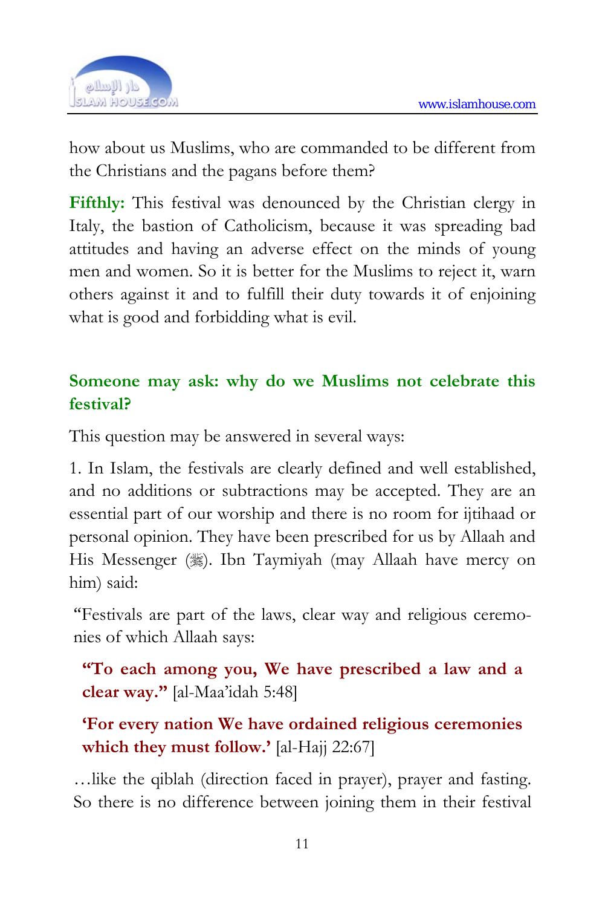how about us Muslims, who are commanded to be different from the Christians and the pagans before them?

**Fifthly:** This festival was denounced by the Christian clergy in Italy, the bastion of Catholicism, because it was spreading bad attitudes and having an adverse effect on the minds of young men and women. So it is better for the Muslims to reject it, warn others against it and to fulfill their duty towards it of enjoining what is good and forbidding what is evil.

### Someone may ask: why do we Muslims not celebrate this festival?

This question may be answered in several ways:

1. In Islam, the festivals are clearly defined and well established, and no additions or subtractions may be accepted. They are an essential part of our worship and there is no room for ijtihaad or personal opinion. They have been prescribed for us by Allaah and His Messenger (ﷺ). Ibn Taymiyah (may Allaah have mercy on him) said:

> "Festivals are part of the laws, clear way and religious ceremonies of which Allaah says:
>
> **"To each among you, We have prescribed a law and a clear way."** [al-Maa'idah 5:48]
>
> **'For every nation We have ordained religious ceremonies which they must follow.'** [al-Hajj 22:67]
>
> …like the qiblah (direction faced in prayer), prayer and fasting. So there is no difference between joining them in their festival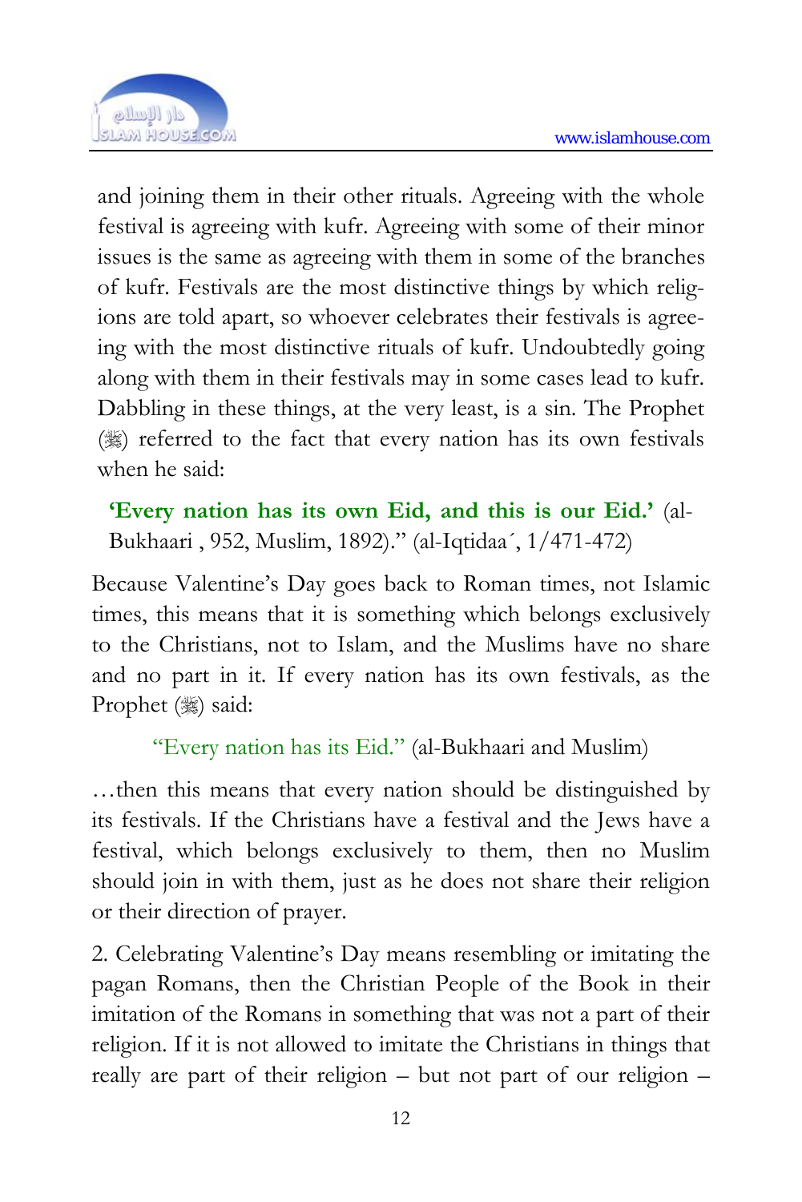and joining them in their other rituals. Agreeing with the whole festival is agreeing with kufr. Agreeing with some of their minor issues is the same as agreeing with them in some of the branches of kufr. Festivals are the most distinctive things by which religions are told apart, so whoever celebrates their festivals is agreeing with the most distinctive rituals of kufr. Undoubtedly going along with them in their festivals may in some cases lead to kufr. Dabbling in these things, at the very least, is a sin. The Prophet (ﷺ) referred to the fact that every nation has its own festivals when he said:

> **'Every nation has its own Eid, and this is our Eid.'** (al-Bukhaari , 952, Muslim, 1892)." (al-Iqtidaa´, 1/471-472)

Because Valentine's Day goes back to Roman times, not Islamic times, this means that it is something which belongs exclusively to the Christians, not to Islam, and the Muslims have no share and no part in it. If every nation has its own festivals, as the Prophet (ﷺ) said:

> "Every nation has its Eid." (al-Bukhaari and Muslim)

…then this means that every nation should be distinguished by its festivals. If the Christians have a festival and the Jews have a festival, which belongs exclusively to them, then no Muslim should join in with them, just as he does not share their religion or their direction of prayer.

2. Celebrating Valentine's Day means resembling or imitating the pagan Romans, then the Christian People of the Book in their imitation of the Romans in something that was not a part of their religion. If it is not allowed to imitate the Christians in things that really are part of their religion – but not part of our religion –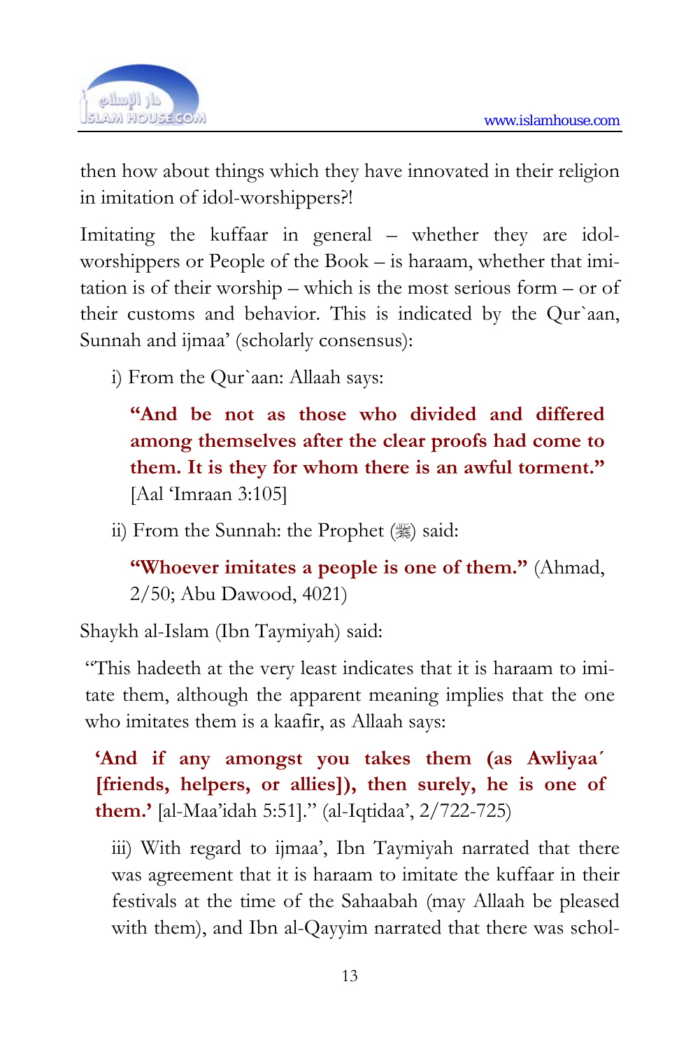then how about things which they have innovated in their religion in imitation of idol-worshippers?!

Imitating the kuffaar in general – whether they are idol-worshippers or People of the Book – is haraam, whether that imitation is of their worship – which is the most serious form – or of their customs and behavior. This is indicated by the Qur`aan, Sunnah and ijmaa' (scholarly consensus):

i) From the Qur`aan: Allaah says:

> **"And be not as those who divided and differed among themselves after the clear proofs had come to them. It is they for whom there is an awful torment."** [Aal 'Imraan 3:105]

ii) From the Sunnah: the Prophet (ﷺ) said:

> **"Whoever imitates a people is one of them."** (Ahmad, 2/50; Abu Dawood, 4021)

Shaykh al-Islam (Ibn Taymiyah) said:

"This hadeeth at the very least indicates that it is haraam to imitate them, although the apparent meaning implies that the one who imitates them is a kaafir, as Allaah says:

> **'And if any amongst you takes them (as Awliyaa´ [friends, helpers, or allies]), then surely, he is one of them.'** [al-Maa'idah 5:51]." (al-Iqtidaa', 2/722-725)

iii) With regard to ijmaa', Ibn Taymiyah narrated that there was agreement that it is haraam to imitate the kuffaar in their festivals at the time of the Sahaabah (may Allaah be pleased with them), and Ibn al-Qayyim narrated that there was schol-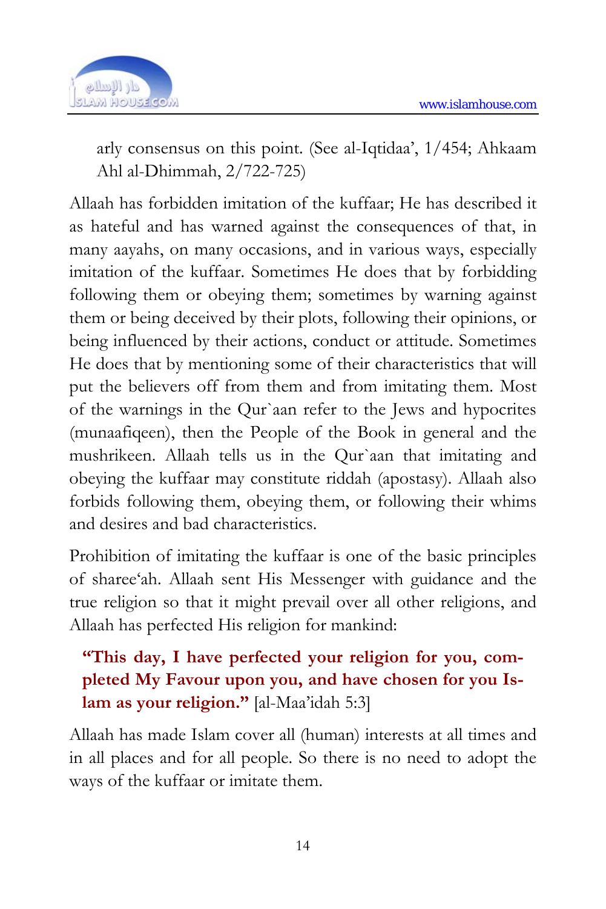arly consensus on this point. (See al-Iqtidaa', 1/454; Ahkaam Ahl al-Dhimmah, 2/722-725)

Allaah has forbidden imitation of the kuffaar; He has described it as hateful and has warned against the consequences of that, in many aayahs, on many occasions, and in various ways, especially imitation of the kuffaar. Sometimes He does that by forbidding following them or obeying them; sometimes by warning against them or being deceived by their plots, following their opinions, or being influenced by their actions, conduct or attitude. Sometimes He does that by mentioning some of their characteristics that will put the believers off from them and from imitating them. Most of the warnings in the Qur`aan refer to the Jews and hypocrites (munaafiqeen), then the People of the Book in general and the mushrikeen. Allaah tells us in the Qur`aan that imitating and obeying the kuffaar may constitute riddah (apostasy). Allaah also forbids following them, obeying them, or following their whims and desires and bad characteristics.

Prohibition of imitating the kuffaar is one of the basic principles of sharee'ah. Allaah sent His Messenger with guidance and the true religion so that it might prevail over all other religions, and Allaah has perfected His religion for mankind:

> **"This day, I have perfected your religion for you, completed My Favour upon you, and have chosen for you Islam as your religion."** [al-Maa'idah 5:3]

Allaah has made Islam cover all (human) interests at all times and in all places and for all people. So there is no need to adopt the ways of the kuffaar or imitate them.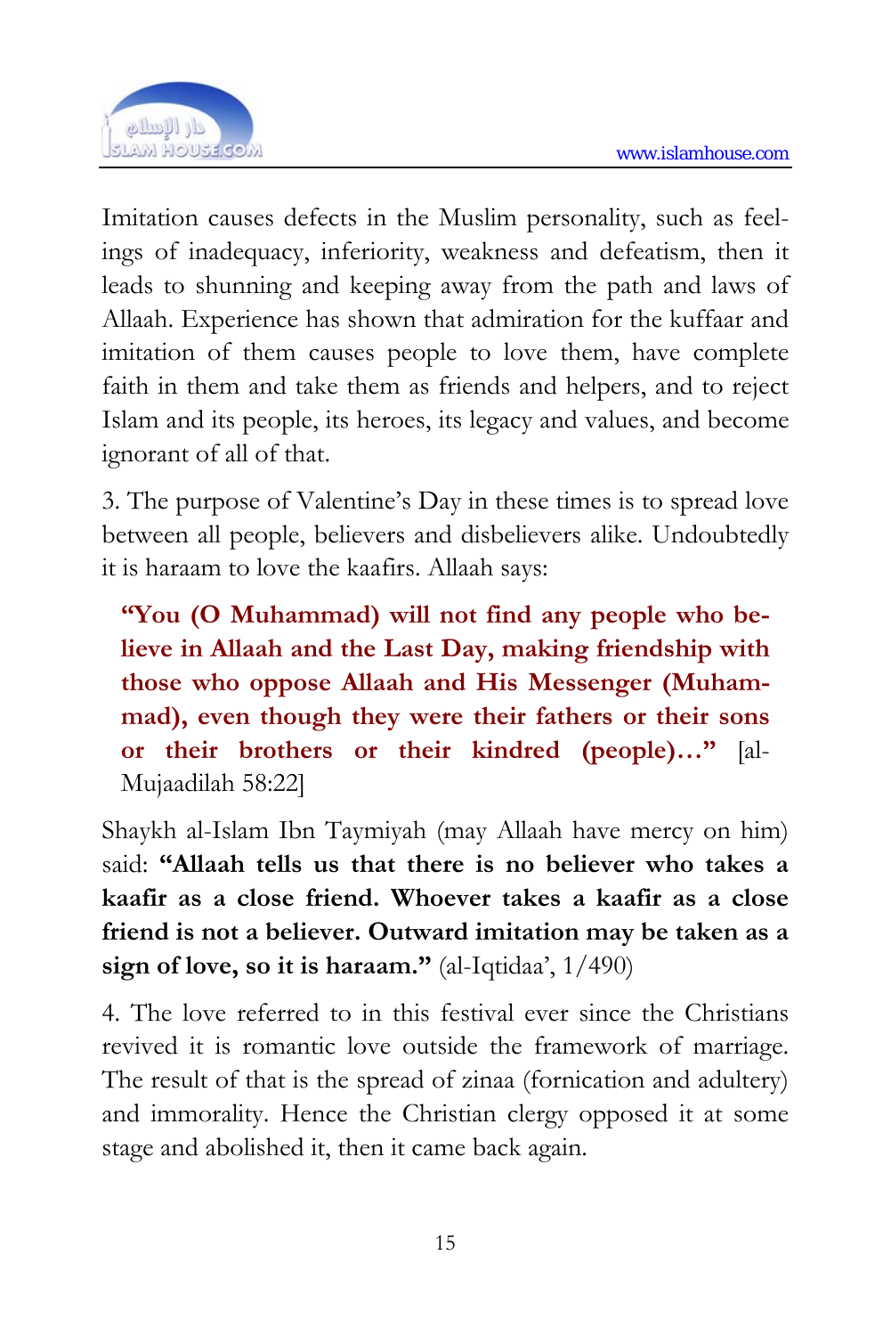Imitation causes defects in the Muslim personality, such as feelings of inadequacy, inferiority, weakness and defeatism, then it leads to shunning and keeping away from the path and laws of Allaah. Experience has shown that admiration for the kuffaar and imitation of them causes people to love them, have complete faith in them and take them as friends and helpers, and to reject Islam and its people, its heroes, its legacy and values, and become ignorant of all of that.

3. The purpose of Valentine's Day in these times is to spread love between all people, believers and disbelievers alike. Undoubtedly it is haraam to love the kaafirs. Allaah says:

> **"You (O Muhammad) will not find any people who believe in Allaah and the Last Day, making friendship with those who oppose Allaah and His Messenger (Muhammad), even though they were their fathers or their sons or their brothers or their kindred (people)…"** [al-Mujaadilah 58:22]

Shaykh al-Islam Ibn Taymiyah (may Allaah have mercy on him) said: **"Allaah tells us that there is no believer who takes a kaafir as a close friend. Whoever takes a kaafir as a close friend is not a believer. Outward imitation may be taken as a sign of love, so it is haraam."** (al-Iqtidaa', 1/490)

4. The love referred to in this festival ever since the Christians revived it is romantic love outside the framework of marriage. The result of that is the spread of zinaa (fornication and adultery) and immorality. Hence the Christian clergy opposed it at some stage and abolished it, then it came back again.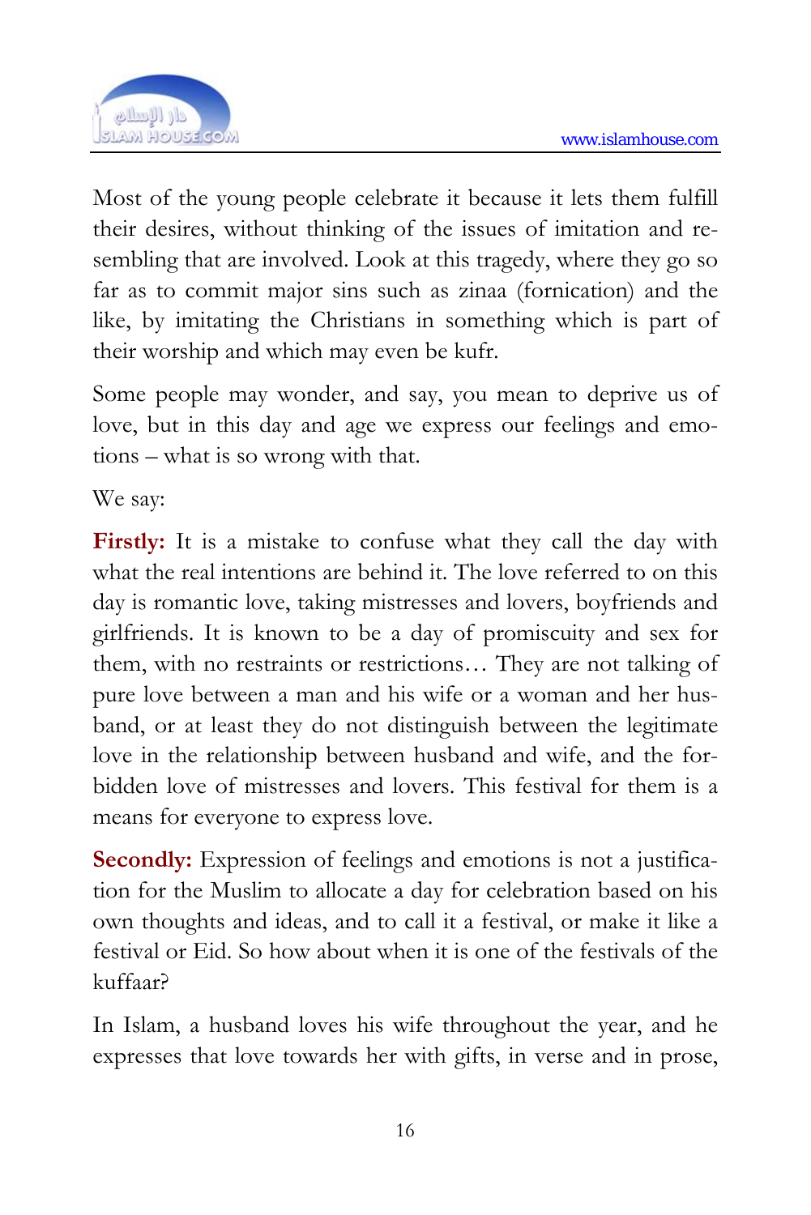Most of the young people celebrate it because it lets them fulfill their desires, without thinking of the issues of imitation and resembling that are involved. Look at this tragedy, where they go so far as to commit major sins such as zinaa (fornication) and the like, by imitating the Christians in something which is part of their worship and which may even be kufr.

Some people may wonder, and say, you mean to deprive us of love, but in this day and age we express our feelings and emotions – what is so wrong with that.

We say:

**Firstly:** It is a mistake to confuse what they call the day with what the real intentions are behind it. The love referred to on this day is romantic love, taking mistresses and lovers, boyfriends and girlfriends. It is known to be a day of promiscuity and sex for them, with no restraints or restrictions… They are not talking of pure love between a man and his wife or a woman and her husband, or at least they do not distinguish between the legitimate love in the relationship between husband and wife, and the forbidden love of mistresses and lovers. This festival for them is a means for everyone to express love.

**Secondly:** Expression of feelings and emotions is not a justification for the Muslim to allocate a day for celebration based on his own thoughts and ideas, and to call it a festival, or make it like a festival or Eid. So how about when it is one of the festivals of the kuffaar?

In Islam, a husband loves his wife throughout the year, and he expresses that love towards her with gifts, in verse and in prose,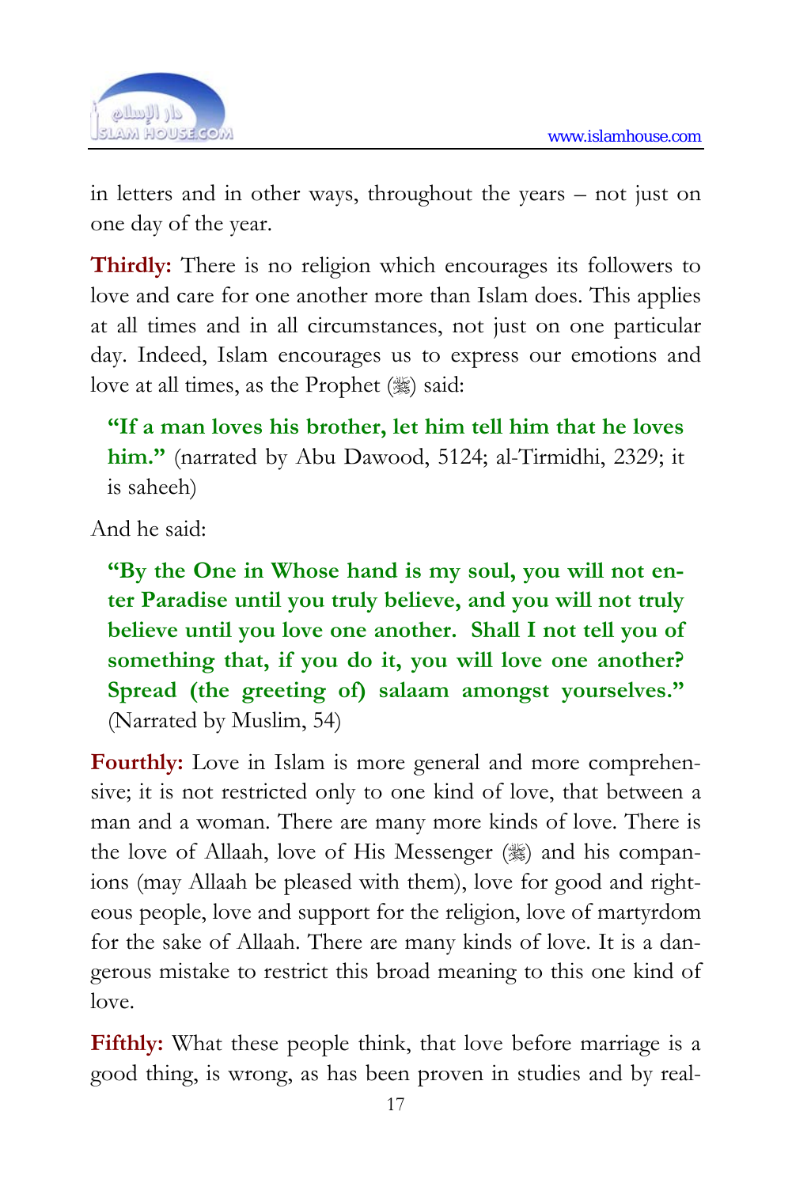in letters and in other ways, throughout the years – not just on one day of the year.

**Thirdly:** There is no religion which encourages its followers to love and care for one another more than Islam does. This applies at all times and in all circumstances, not just on one particular day. Indeed, Islam encourages us to express our emotions and love at all times, as the Prophet (ﷺ) said:

> **"If a man loves his brother, let him tell him that he loves him."** (narrated by Abu Dawood, 5124; al-Tirmidhi, 2329; it is saheeh)

And he said:

> **"By the One in Whose hand is my soul, you will not enter Paradise until you truly believe, and you will not truly believe until you love one another. Shall I not tell you of something that, if you do it, you will love one another? Spread (the greeting of) salaam amongst yourselves."** (Narrated by Muslim, 54)

**Fourthly:** Love in Islam is more general and more comprehensive; it is not restricted only to one kind of love, that between a man and a woman. There are many more kinds of love. There is the love of Allaah, love of His Messenger (ﷺ) and his companions (may Allaah be pleased with them), love for good and righteous people, love and support for the religion, love of martyrdom for the sake of Allaah. There are many kinds of love. It is a dangerous mistake to restrict this broad meaning to this one kind of love.

**Fifthly:** What these people think, that love before marriage is a good thing, is wrong, as has been proven in studies and by real-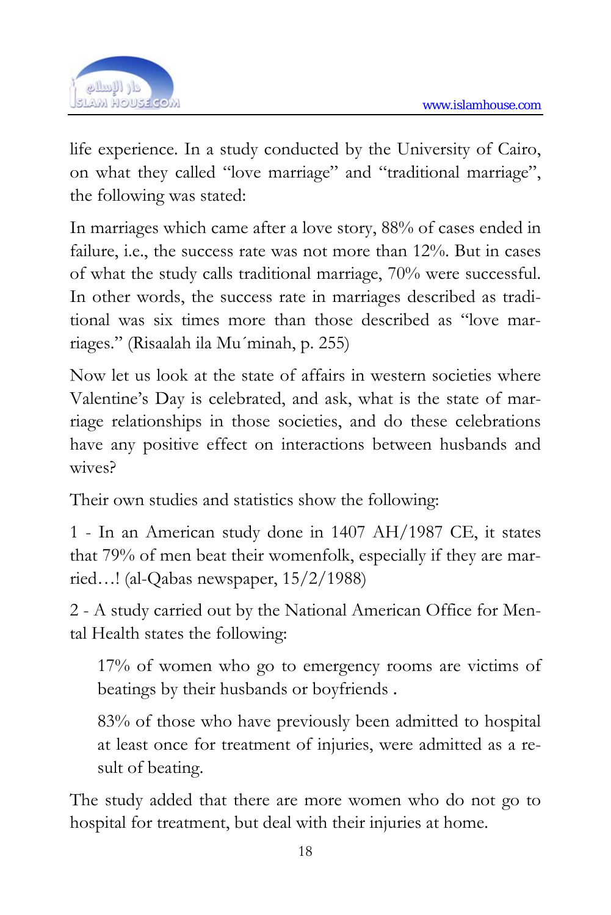life experience. In a study conducted by the University of Cairo, on what they called "love marriage" and "traditional marriage", the following was stated:

In marriages which came after a love story, 88% of cases ended in failure, i.e., the success rate was not more than 12%. But in cases of what the study calls traditional marriage, 70% were successful. In other words, the success rate in marriages described as traditional was six times more than those described as "love marriages." (Risaalah ila Mu´minah, p. 255)

Now let us look at the state of affairs in western societies where Valentine's Day is celebrated, and ask, what is the state of marriage relationships in those societies, and do these celebrations have any positive effect on interactions between husbands and wives?

Their own studies and statistics show the following:

1 - In an American study done in 1407 AH/1987 CE, it states that 79% of men beat their womenfolk, especially if they are married…! (al-Qabas newspaper, 15/2/1988)

2 - A study carried out by the National American Office for Mental Health states the following:

> 17% of women who go to emergency rooms are victims of beatings by their husbands or boyfriends .
>
> 83% of those who have previously been admitted to hospital at least once for treatment of injuries, were admitted as a result of beating.

The study added that there are more women who do not go to hospital for treatment, but deal with their injuries at home.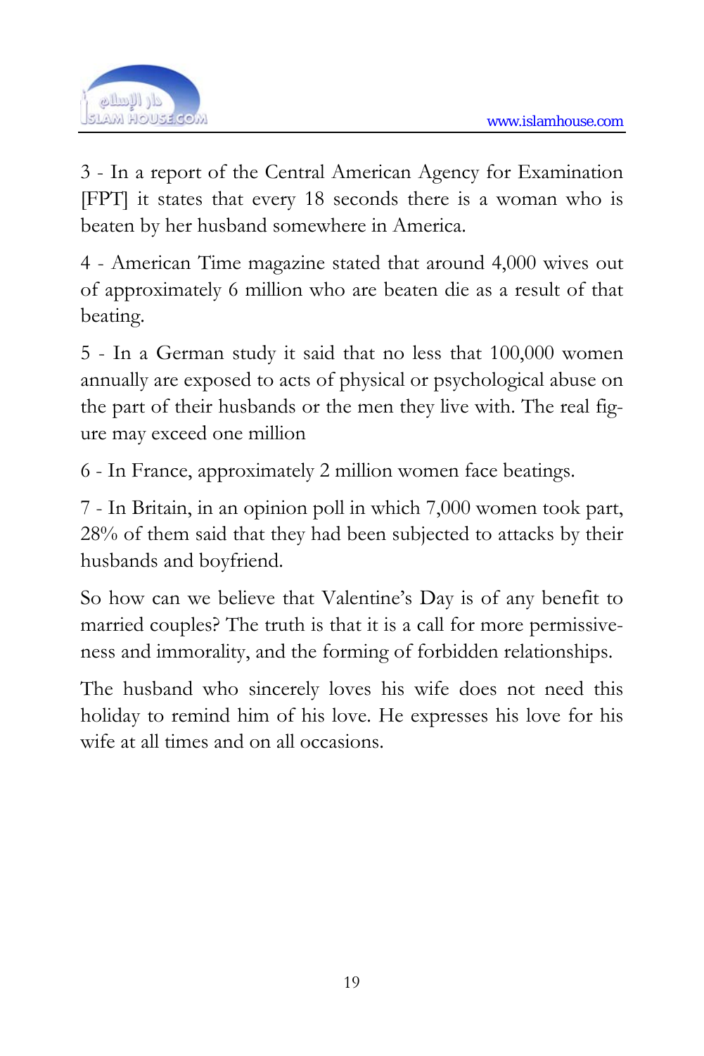3 - In a report of the Central American Agency for Examination [FPT] it states that every 18 seconds there is a woman who is beaten by her husband somewhere in America.

4 - American Time magazine stated that around 4,000 wives out of approximately 6 million who are beaten die as a result of that beating.

5 - In a German study it said that no less that 100,000 women annually are exposed to acts of physical or psychological abuse on the part of their husbands or the men they live with. The real figure may exceed one million

6 - In France, approximately 2 million women face beatings.

7 - In Britain, in an opinion poll in which 7,000 women took part, 28% of them said that they had been subjected to attacks by their husbands and boyfriend.

So how can we believe that Valentine's Day is of any benefit to married couples? The truth is that it is a call for more permissiveness and immorality, and the forming of forbidden relationships.

The husband who sincerely loves his wife does not need this holiday to remind him of his love. He expresses his love for his wife at all times and on all occasions.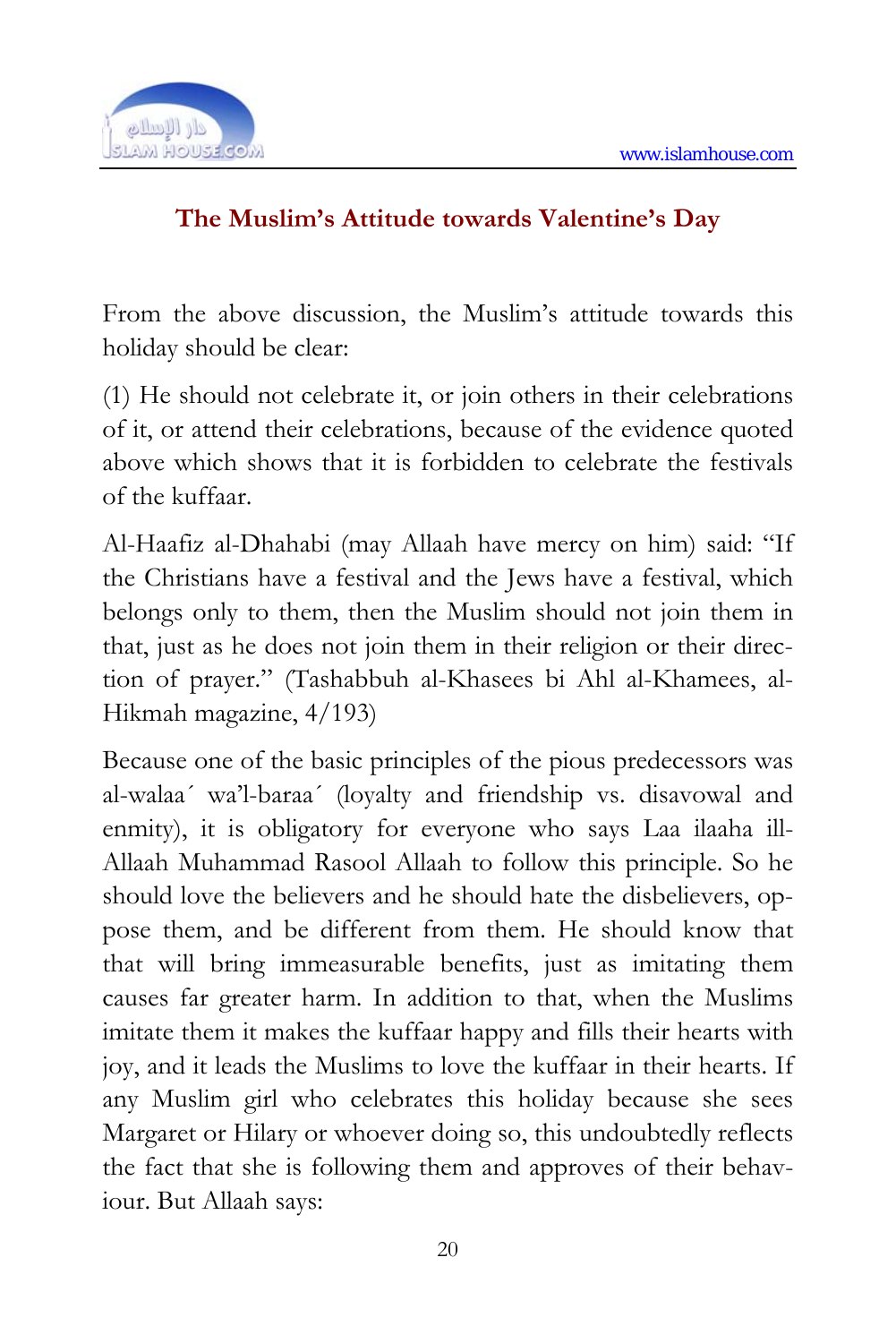## The Muslim's Attitude towards Valentine's Day

From the above discussion, the Muslim's attitude towards this holiday should be clear:

(1) He should not celebrate it, or join others in their celebrations of it, or attend their celebrations, because of the evidence quoted above which shows that it is forbidden to celebrate the festivals of the kuffaar.

Al-Haafiz al-Dhahabi (may Allaah have mercy on him) said: "If the Christians have a festival and the Jews have a festival, which belongs only to them, then the Muslim should not join them in that, just as he does not join them in their religion or their direction of prayer." (Tashabbuh al-Khasees bi Ahl al-Khamees, al-Hikmah magazine, 4/193)

Because one of the basic principles of the pious predecessors was al-walaa´ wa'l-baraa´ (loyalty and friendship vs. disavowal and enmity), it is obligatory for everyone who says Laa ilaaha ill-Allaah Muhammad Rasool Allaah to follow this principle. So he should love the believers and he should hate the disbelievers, oppose them, and be different from them. He should know that that will bring immeasurable benefits, just as imitating them causes far greater harm. In addition to that, when the Muslims imitate them it makes the kuffaar happy and fills their hearts with joy, and it leads the Muslims to love the kuffaar in their hearts. If any Muslim girl who celebrates this holiday because she sees Margaret or Hilary or whoever doing so, this undoubtedly reflects the fact that she is following them and approves of their behaviour. But Allaah says: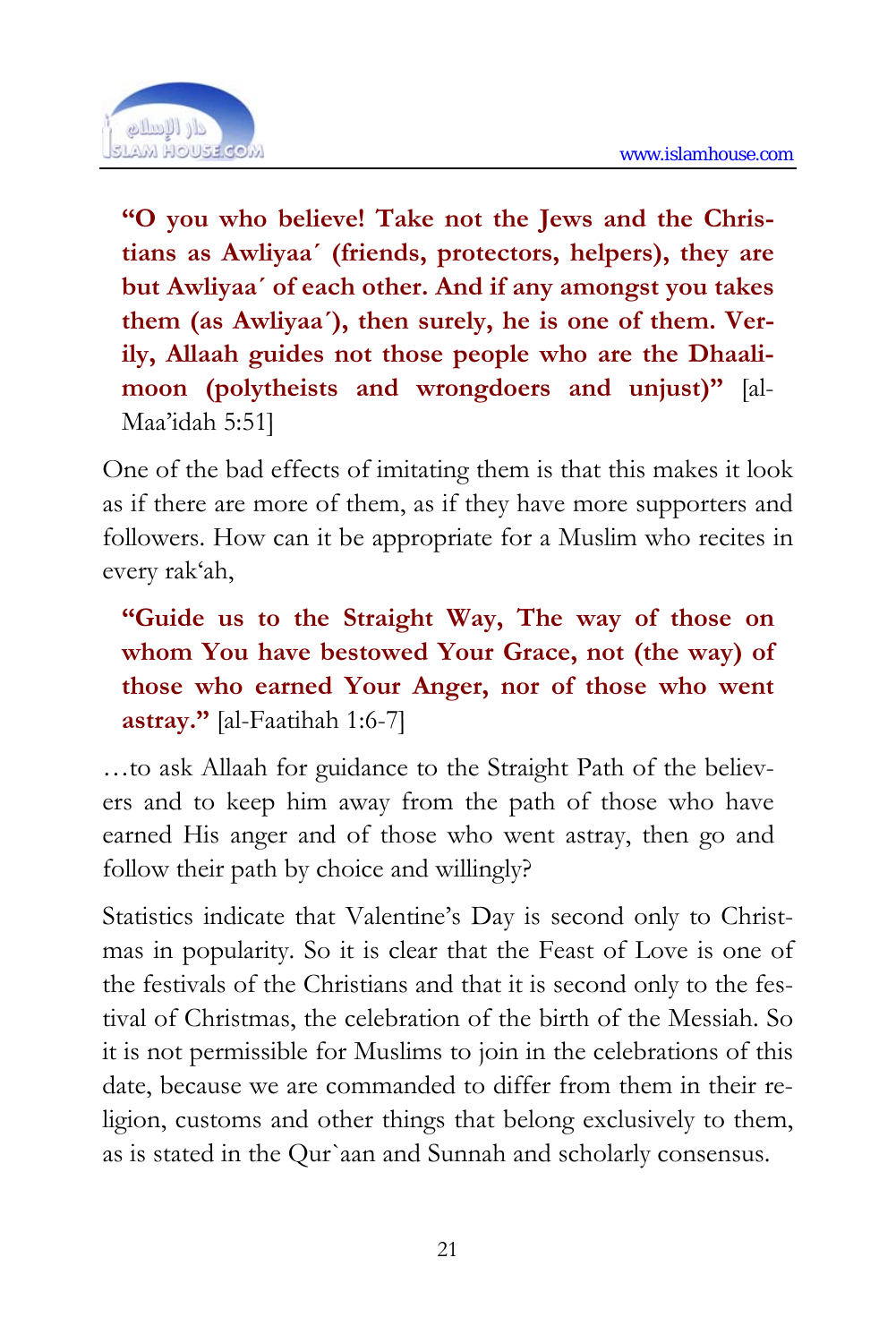**"O you who believe! Take not the Jews and the Christians as Awliyaa´ (friends, protectors, helpers), they are but Awliyaa´ of each other. And if any amongst you takes them (as Awliyaa´), then surely, he is one of them. Verily, Allaah guides not those people who are the Dhaalimoon (polytheists and wrongdoers and unjust)"** [al-Maa'idah 5:51]

One of the bad effects of imitating them is that this makes it look as if there are more of them, as if they have more supporters and followers. How can it be appropriate for a Muslim who recites in every rak'ah,

**"Guide us to the Straight Way, The way of those on whom You have bestowed Your Grace, not (the way) of those who earned Your Anger, nor of those who went astray."** [al-Faatihah 1:6-7]

…to ask Allaah for guidance to the Straight Path of the believers and to keep him away from the path of those who have earned His anger and of those who went astray, then go and follow their path by choice and willingly?

Statistics indicate that Valentine's Day is second only to Christmas in popularity. So it is clear that the Feast of Love is one of the festivals of the Christians and that it is second only to the festival of Christmas, the celebration of the birth of the Messiah. So it is not permissible for Muslims to join in the celebrations of this date, because we are commanded to differ from them in their religion, customs and other things that belong exclusively to them, as is stated in the Qur`aan and Sunnah and scholarly consensus.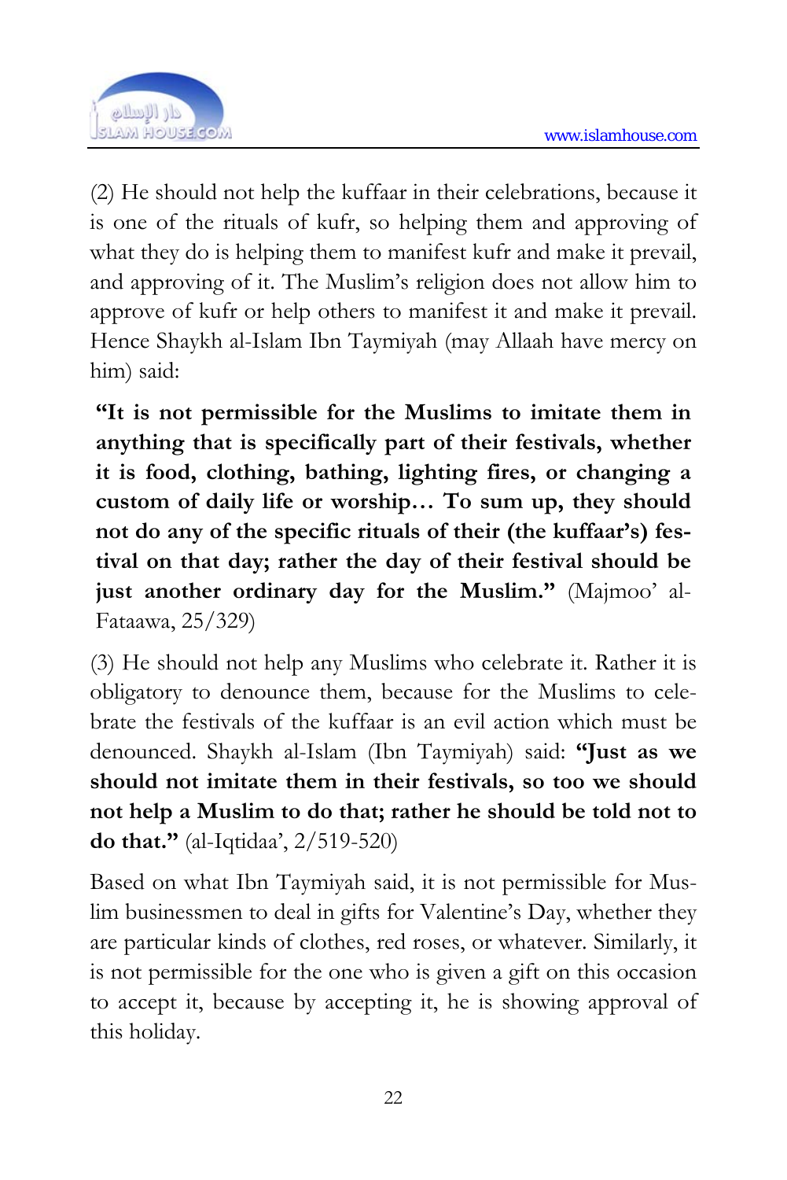(2) He should not help the kuffaar in their celebrations, because it is one of the rituals of kufr, so helping them and approving of what they do is helping them to manifest kufr and make it prevail, and approving of it. The Muslim's religion does not allow him to approve of kufr or help others to manifest it and make it prevail. Hence Shaykh al-Islam Ibn Taymiyah (may Allaah have mercy on him) said:

> **"It is not permissible for the Muslims to imitate them in anything that is specifically part of their festivals, whether it is food, clothing, bathing, lighting fires, or changing a custom of daily life or worship… To sum up, they should not do any of the specific rituals of their (the kuffaar's) festival on that day; rather the day of their festival should be just another ordinary day for the Muslim."** (Majmoo' al-Fataawa, 25/329)

(3) He should not help any Muslims who celebrate it. Rather it is obligatory to denounce them, because for the Muslims to celebrate the festivals of the kuffaar is an evil action which must be denounced. Shaykh al-Islam (Ibn Taymiyah) said: **"Just as we should not imitate them in their festivals, so too we should not help a Muslim to do that; rather he should be told not to do that."** (al-Iqtidaa', 2/519-520)

Based on what Ibn Taymiyah said, it is not permissible for Muslim businessmen to deal in gifts for Valentine's Day, whether they are particular kinds of clothes, red roses, or whatever. Similarly, it is not permissible for the one who is given a gift on this occasion to accept it, because by accepting it, he is showing approval of this holiday.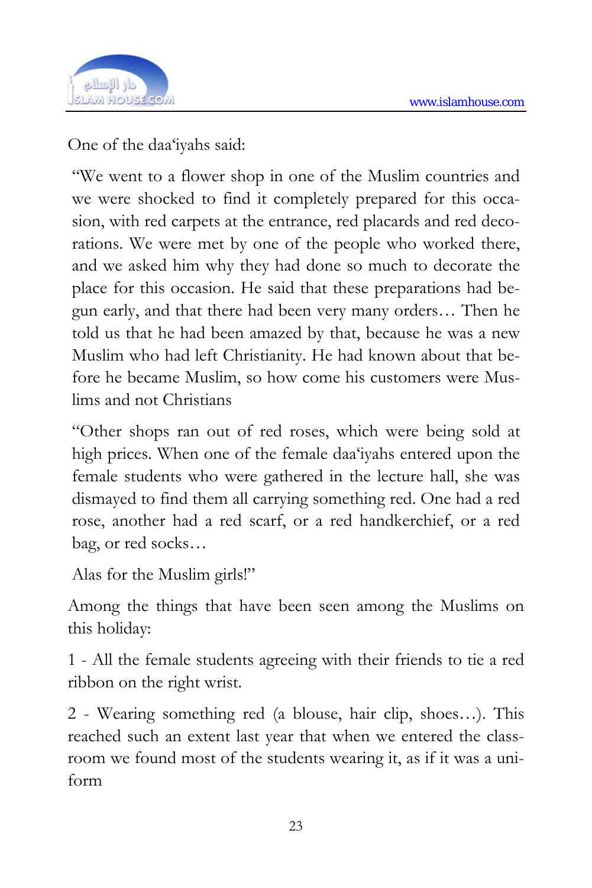One of the daa'iyahs said:

> "We went to a flower shop in one of the Muslim countries and we were shocked to find it completely prepared for this occasion, with red carpets at the entrance, red placards and red decorations. We were met by one of the people who worked there, and we asked him why they had done so much to decorate the place for this occasion. He said that these preparations had begun early, and that there had been very many orders… Then he told us that he had been amazed by that, because he was a new Muslim who had left Christianity. He had known about that before he became Muslim, so how come his customers were Muslims and not Christians
>
> "Other shops ran out of red roses, which were being sold at high prices. When one of the female daa'iyahs entered upon the female students who were gathered in the lecture hall, she was dismayed to find them all carrying something red. One had a red rose, another had a red scarf, or a red handkerchief, or a red bag, or red socks…
>
> Alas for the Muslim girls!"

Among the things that have been seen among the Muslims on this holiday:

1 - All the female students agreeing with their friends to tie a red ribbon on the right wrist.

2 - Wearing something red (a blouse, hair clip, shoes…). This reached such an extent last year that when we entered the classroom we found most of the students wearing it, as if it was a uniform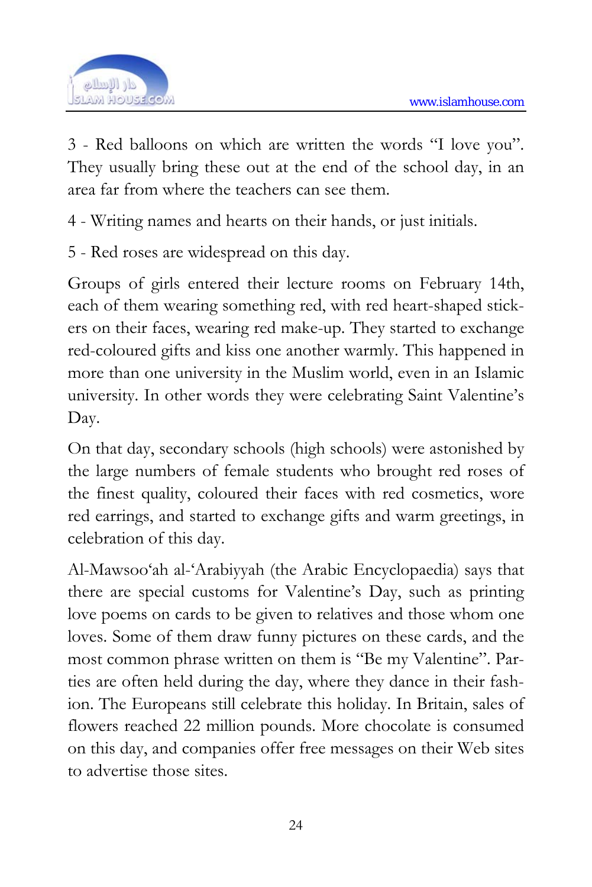3 - Red balloons on which are written the words "I love you". They usually bring these out at the end of the school day, in an area far from where the teachers can see them.

4 - Writing names and hearts on their hands, or just initials.

5 - Red roses are widespread on this day.

Groups of girls entered their lecture rooms on February 14th, each of them wearing something red, with red heart-shaped stickers on their faces, wearing red make-up. They started to exchange red-coloured gifts and kiss one another warmly. This happened in more than one university in the Muslim world, even in an Islamic university. In other words they were celebrating Saint Valentine's Day.

On that day, secondary schools (high schools) were astonished by the large numbers of female students who brought red roses of the finest quality, coloured their faces with red cosmetics, wore red earrings, and started to exchange gifts and warm greetings, in celebration of this day.

Al-Mawsoo'ah al-'Arabiyyah (the Arabic Encyclopaedia) says that there are special customs for Valentine's Day, such as printing love poems on cards to be given to relatives and those whom one loves. Some of them draw funny pictures on these cards, and the most common phrase written on them is "Be my Valentine". Parties are often held during the day, where they dance in their fashion. The Europeans still celebrate this holiday. In Britain, sales of flowers reached 22 million pounds. More chocolate is consumed on this day, and companies offer free messages on their Web sites to advertise those sites.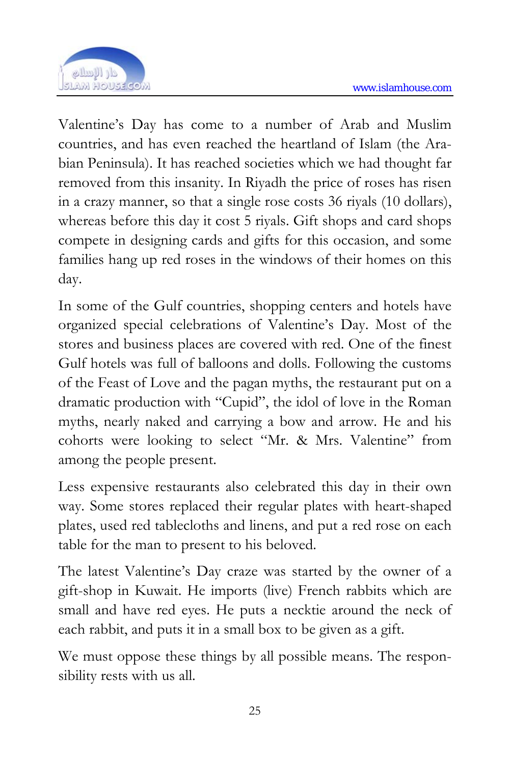Valentine's Day has come to a number of Arab and Muslim countries, and has even reached the heartland of Islam (the Arabian Peninsula). It has reached societies which we had thought far removed from this insanity. In Riyadh the price of roses has risen in a crazy manner, so that a single rose costs 36 riyals (10 dollars), whereas before this day it cost 5 riyals. Gift shops and card shops compete in designing cards and gifts for this occasion, and some families hang up red roses in the windows of their homes on this day.

In some of the Gulf countries, shopping centers and hotels have organized special celebrations of Valentine's Day. Most of the stores and business places are covered with red. One of the finest Gulf hotels was full of balloons and dolls. Following the customs of the Feast of Love and the pagan myths, the restaurant put on a dramatic production with "Cupid", the idol of love in the Roman myths, nearly naked and carrying a bow and arrow. He and his cohorts were looking to select "Mr. & Mrs. Valentine" from among the people present.

Less expensive restaurants also celebrated this day in their own way. Some stores replaced their regular plates with heart-shaped plates, used red tablecloths and linens, and put a red rose on each table for the man to present to his beloved.

The latest Valentine's Day craze was started by the owner of a gift-shop in Kuwait. He imports (live) French rabbits which are small and have red eyes. He puts a necktie around the neck of each rabbit, and puts it in a small box to be given as a gift.

We must oppose these things by all possible means. The responsibility rests with us all.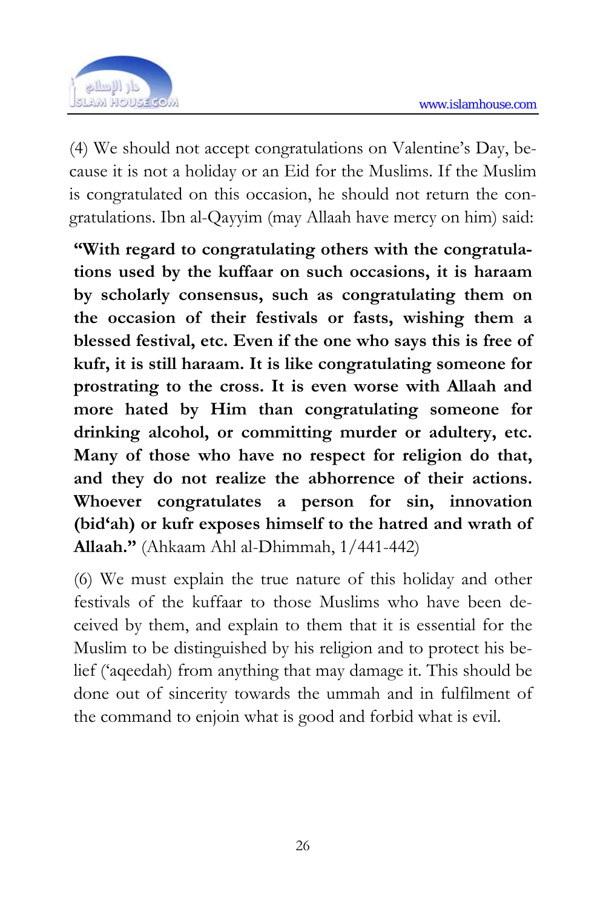(4) We should not accept congratulations on Valentine's Day, because it is not a holiday or an Eid for the Muslims. If the Muslim is congratulated on this occasion, he should not return the congratulations. Ibn al-Qayyim (may Allaah have mercy on him) said:

**"With regard to congratulating others with the congratulations used by the kuffaar on such occasions, it is haraam by scholarly consensus, such as congratulating them on the occasion of their festivals or fasts, wishing them a blessed festival, etc. Even if the one who says this is free of kufr, it is still haraam. It is like congratulating someone for prostrating to the cross. It is even worse with Allaah and more hated by Him than congratulating someone for drinking alcohol, or committing murder or adultery, etc. Many of those who have no respect for religion do that, and they do not realize the abhorrence of their actions. Whoever congratulates a person for sin, innovation (bid'ah) or kufr exposes himself to the hatred and wrath of Allaah."** (Ahkaam Ahl al-Dhimmah, 1/441-442)

(6) We must explain the true nature of this holiday and other festivals of the kuffaar to those Muslims who have been deceived by them, and explain to them that it is essential for the Muslim to be distinguished by his religion and to protect his belief ('aqeedah) from anything that may damage it. This should be done out of sincerity towards the ummah and in fulfilment of the command to enjoin what is good and forbid what is evil.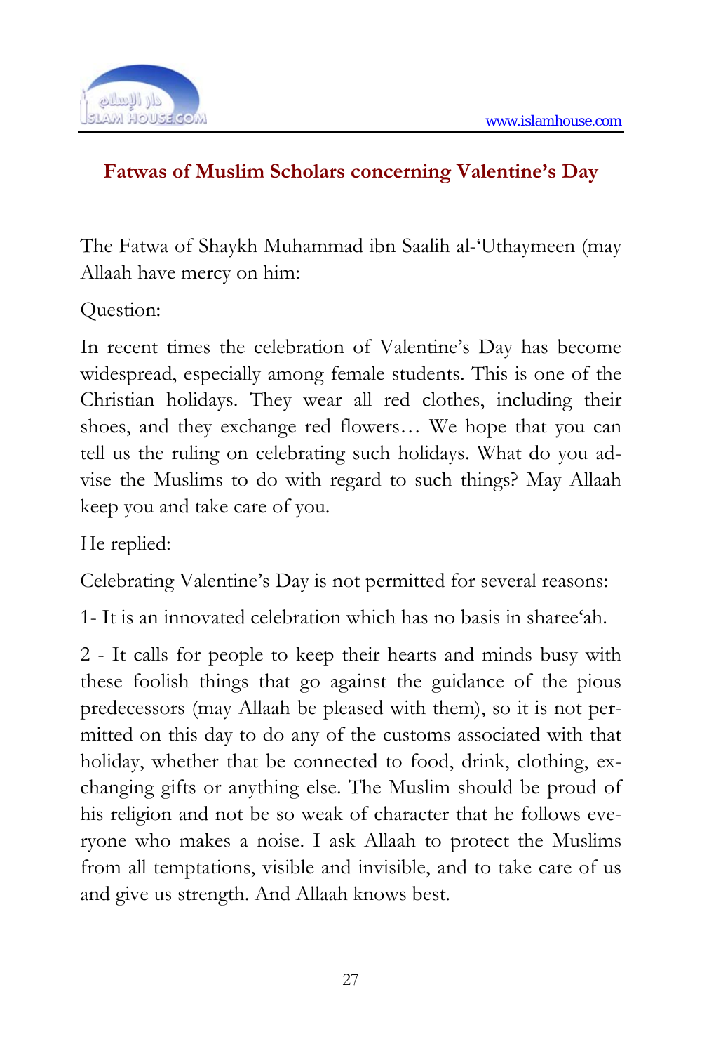## Fatwas of Muslim Scholars concerning Valentine's Day

The Fatwa of Shaykh Muhammad ibn Saalih al-'Uthaymeen (may Allaah have mercy on him:

Question:

In recent times the celebration of Valentine's Day has become widespread, especially among female students. This is one of the Christian holidays. They wear all red clothes, including their shoes, and they exchange red flowers… We hope that you can tell us the ruling on celebrating such holidays. What do you advise the Muslims to do with regard to such things? May Allaah keep you and take care of you.

He replied:

Celebrating Valentine's Day is not permitted for several reasons:

1- It is an innovated celebration which has no basis in sharee'ah.

2 - It calls for people to keep their hearts and minds busy with these foolish things that go against the guidance of the pious predecessors (may Allaah be pleased with them), so it is not permitted on this day to do any of the customs associated with that holiday, whether that be connected to food, drink, clothing, exchanging gifts or anything else. The Muslim should be proud of his religion and not be so weak of character that he follows everyone who makes a noise. I ask Allaah to protect the Muslims from all temptations, visible and invisible, and to take care of us and give us strength. And Allaah knows best.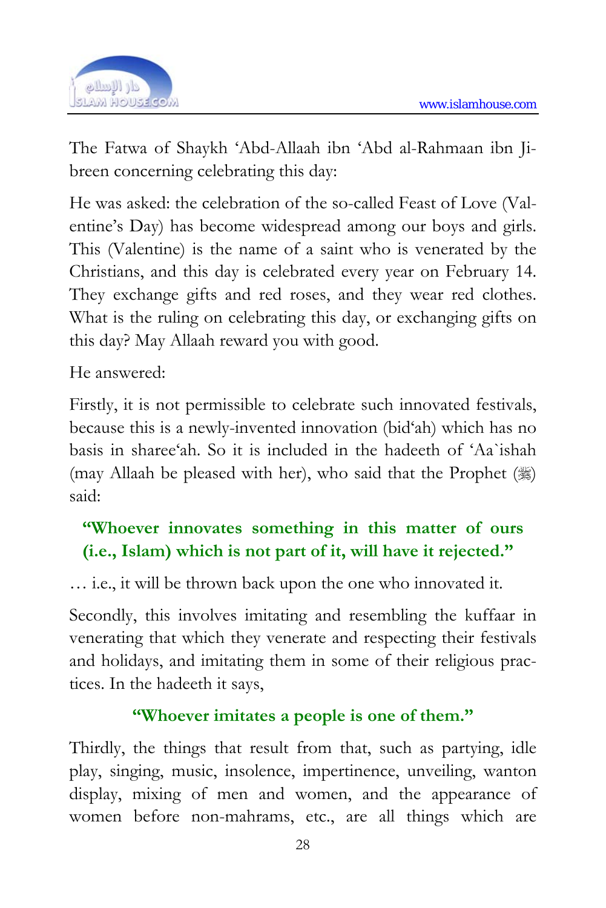The Fatwa of Shaykh 'Abd-Allaah ibn 'Abd al-Rahmaan ibn Jibreen concerning celebrating this day:

He was asked: the celebration of the so-called Feast of Love (Valentine's Day) has become widespread among our boys and girls. This (Valentine) is the name of a saint who is venerated by the Christians, and this day is celebrated every year on February 14. They exchange gifts and red roses, and they wear red clothes. What is the ruling on celebrating this day, or exchanging gifts on this day? May Allaah reward you with good.

He answered:

Firstly, it is not permissible to celebrate such innovated festivals, because this is a newly-invented innovation (bid'ah) which has no basis in sharee'ah. So it is included in the hadeeth of 'Aa`ishah (may Allaah be pleased with her), who said that the Prophet (ﷺ) said:

> **"Whoever innovates something in this matter of ours (i.e., Islam) which is not part of it, will have it rejected."**

… i.e., it will be thrown back upon the one who innovated it.

Secondly, this involves imitating and resembling the kuffaar in venerating that which they venerate and respecting their festivals and holidays, and imitating them in some of their religious practices. In the hadeeth it says,

> **"Whoever imitates a people is one of them."**

Thirdly, the things that result from that, such as partying, idle play, singing, music, insolence, impertinence, unveiling, wanton display, mixing of men and women, and the appearance of women before non-mahrams, etc., are all things which are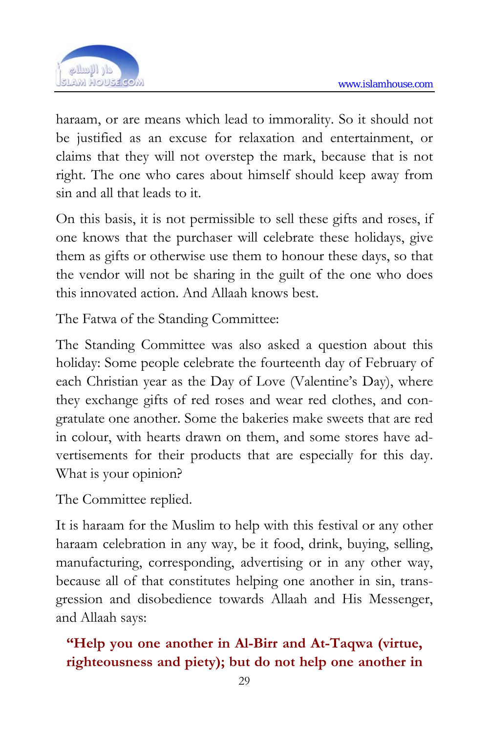haraam, or are means which lead to immorality. So it should not be justified as an excuse for relaxation and entertainment, or claims that they will not overstep the mark, because that is not right. The one who cares about himself should keep away from sin and all that leads to it.

On this basis, it is not permissible to sell these gifts and roses, if one knows that the purchaser will celebrate these holidays, give them as gifts or otherwise use them to honour these days, so that the vendor will not be sharing in the guilt of the one who does this innovated action. And Allaah knows best.

The Fatwa of the Standing Committee:

The Standing Committee was also asked a question about this holiday: Some people celebrate the fourteenth day of February of each Christian year as the Day of Love (Valentine's Day), where they exchange gifts of red roses and wear red clothes, and congratulate one another. Some the bakeries make sweets that are red in colour, with hearts drawn on them, and some stores have advertisements for their products that are especially for this day. What is your opinion?

The Committee replied.

It is haraam for the Muslim to help with this festival or any other haraam celebration in any way, be it food, drink, buying, selling, manufacturing, corresponding, advertising or in any other way, because all of that constitutes helping one another in sin, transgression and disobedience towards Allaah and His Messenger, and Allaah says:

**"Help you one another in Al-Birr and At-Taqwa (virtue, righteousness and piety); but do not help one another in**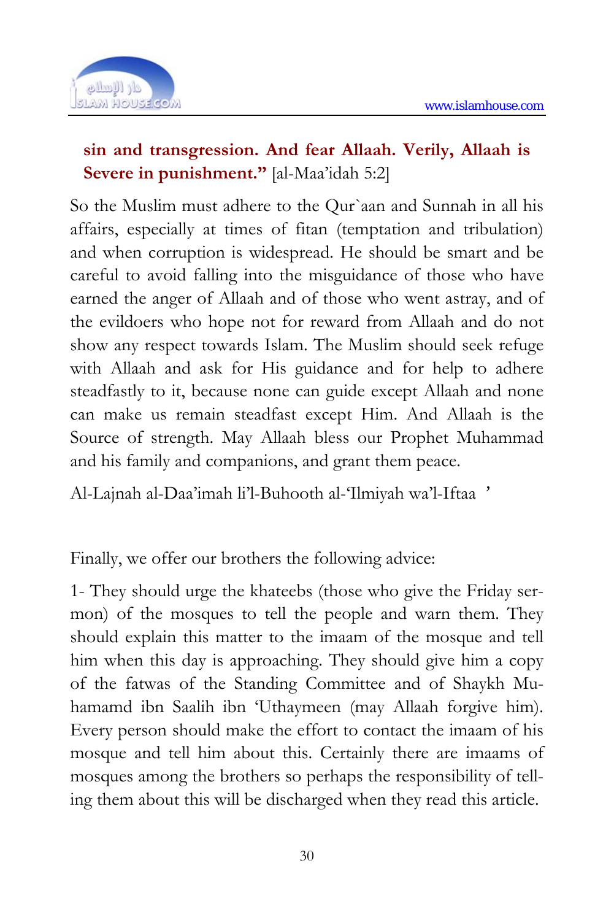**sin and transgression. And fear Allaah. Verily, Allaah is Severe in punishment."** [al-Maa'idah 5:2]

So the Muslim must adhere to the Qur`aan and Sunnah in all his affairs, especially at times of fitan (temptation and tribulation) and when corruption is widespread. He should be smart and be careful to avoid falling into the misguidance of those who have earned the anger of Allaah and of those who went astray, and of the evildoers who hope not for reward from Allaah and do not show any respect towards Islam. The Muslim should seek refuge with Allaah and ask for His guidance and for help to adhere steadfastly to it, because none can guide except Allaah and none can make us remain steadfast except Him. And Allaah is the Source of strength. May Allaah bless our Prophet Muhammad and his family and companions, and grant them peace.

Al-Lajnah al-Daa'imah li'l-Buhooth al-'Ilmiyah wa'l-Iftaa '

Finally, we offer our brothers the following advice:

1- They should urge the khateebs (those who give the Friday sermon) of the mosques to tell the people and warn them. They should explain this matter to the imaam of the mosque and tell him when this day is approaching. They should give him a copy of the fatwas of the Standing Committee and of Shaykh Muhamamd ibn Saalih ibn 'Uthaymeen (may Allaah forgive him). Every person should make the effort to contact the imaam of his mosque and tell him about this. Certainly there are imaams of mosques among the brothers so perhaps the responsibility of telling them about this will be discharged when they read this article.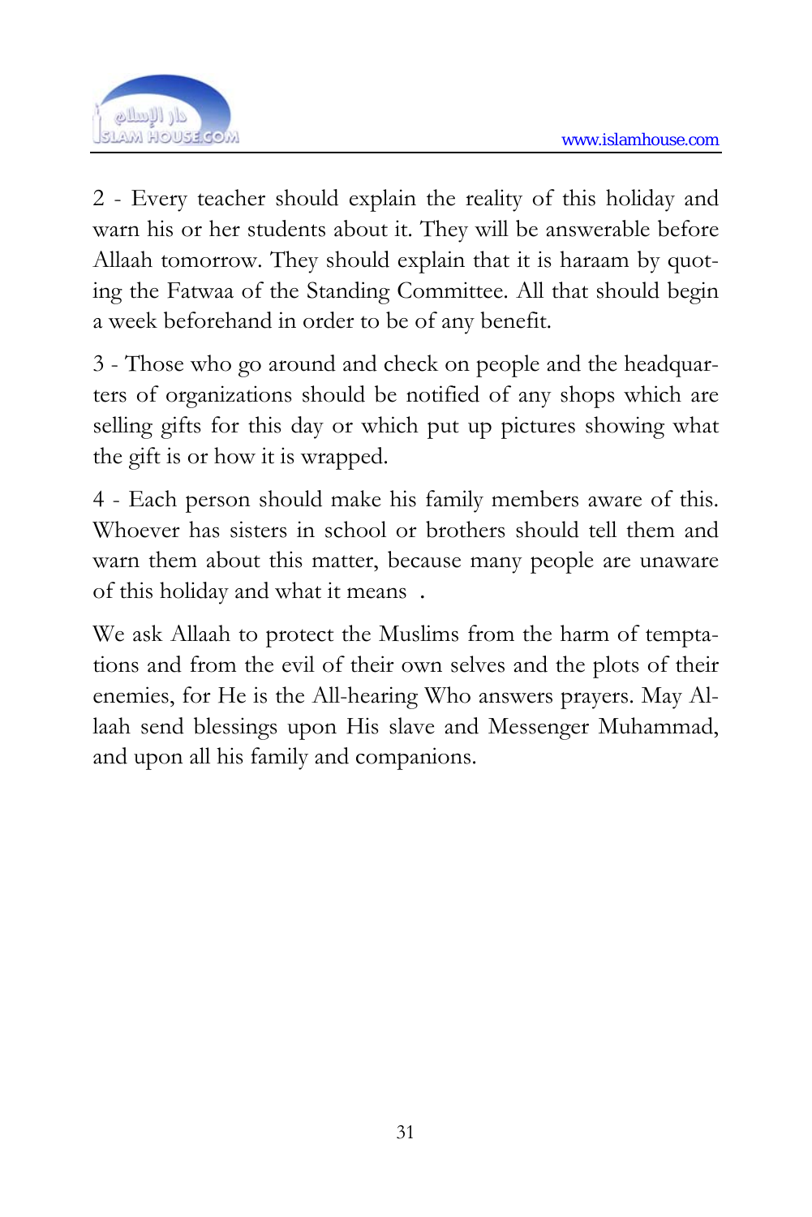2 - Every teacher should explain the reality of this holiday and warn his or her students about it. They will be answerable before Allaah tomorrow. They should explain that it is haraam by quoting the Fatwaa of the Standing Committee. All that should begin a week beforehand in order to be of any benefit.

3 - Those who go around and check on people and the headquarters of organizations should be notified of any shops which are selling gifts for this day or which put up pictures showing what the gift is or how it is wrapped.

4 - Each person should make his family members aware of this. Whoever has sisters in school or brothers should tell them and warn them about this matter, because many people are unaware of this holiday and what it means .

We ask Allaah to protect the Muslims from the harm of temptations and from the evil of their own selves and the plots of their enemies, for He is the All-hearing Who answers prayers. May Allaah send blessings upon His slave and Messenger Muhammad, and upon all his family and companions.